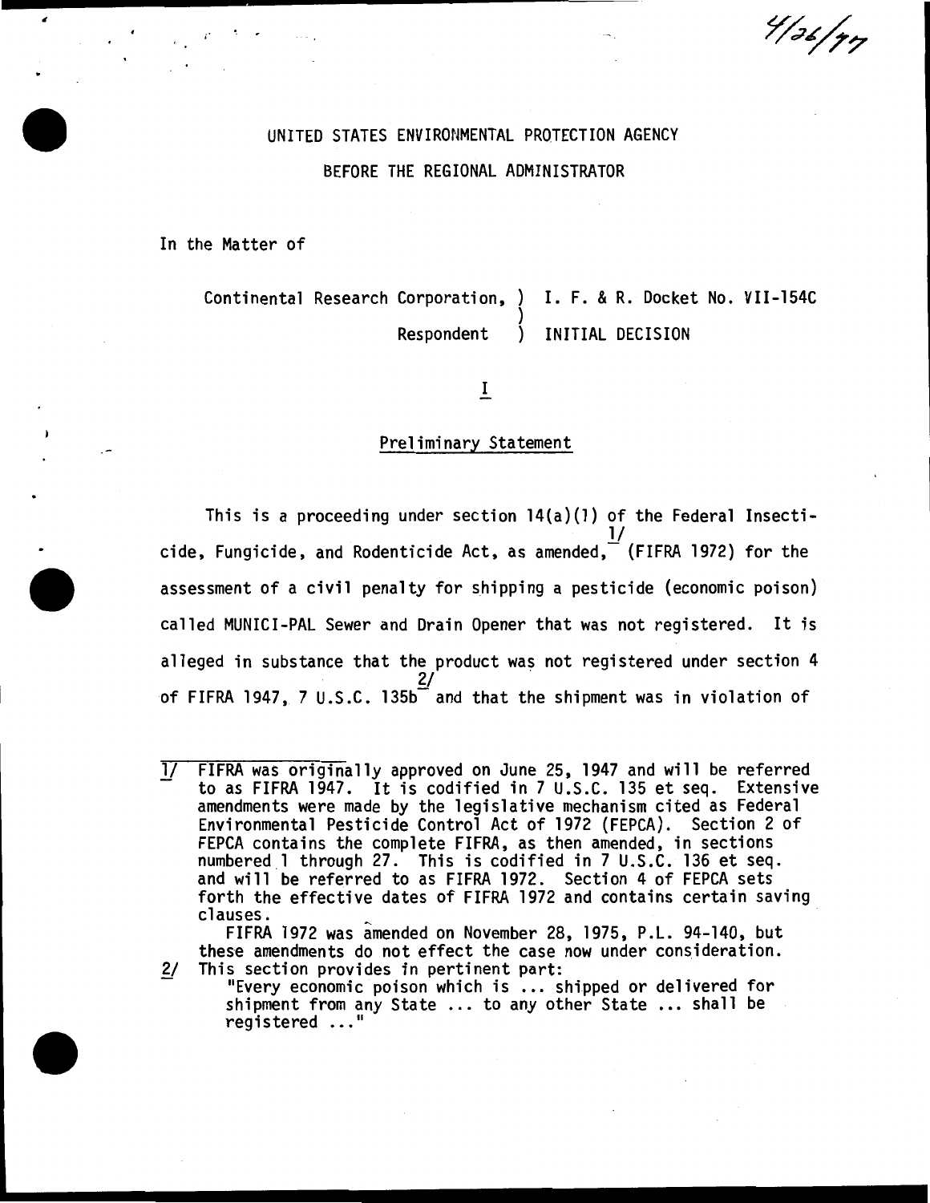4/26/77

UNITED STATES ENVIRONMENTAL PROTECTION AGENCY

BEFORE THE REGIONAL ADMINISTRATOR

In the Matter of

Continental Research Corporation, ) I. F. & R. Docket No. VII-154C
)
Respondent ) INITIAL DECISION

## I

## Preliminary Statement

This is a proceeding under section 14(a)(1) of the Federal Insecticide, Fungicide, and Rodenticide Act, as amended,[1/] (FIFRA 1972) for the assessment of a civil penalty for shipping a pesticide (economic poison) called MUNICI-PAL Sewer and Drain Opener that was not registered. It is alleged in substance that the product was not registered under section 4 of FIFRA 1947, 7 U.S.C. 135b[2/] and that the shipment was in violation of

1/ FIFRA was originally approved on June 25, 1947 and will be referred to as FIFRA 1947. It is codified in 7 U.S.C. 135 et seq. Extensive amendments were made by the legislative mechanism cited as Federal Environmental Pesticide Control Act of 1972 (FEPCA). Section 2 of FEPCA contains the complete FIFRA, as then amended, in sections numbered 1 through 27. This is codified in 7 U.S.C. 136 et seq. and will be referred to as FIFRA 1972. Section 4 of FEPCA sets forth the effective dates of FIFRA 1972 and contains certain saving clauses.

FIFRA 1972 was amended on November 28, 1975, P.L. 94-140, but these amendments do not effect the case now under consideration.

2/ This section provides in pertinent part:
"Every economic poison which is ... shipped or delivered for shipment from any State ... to any other State ... shall be registered ..."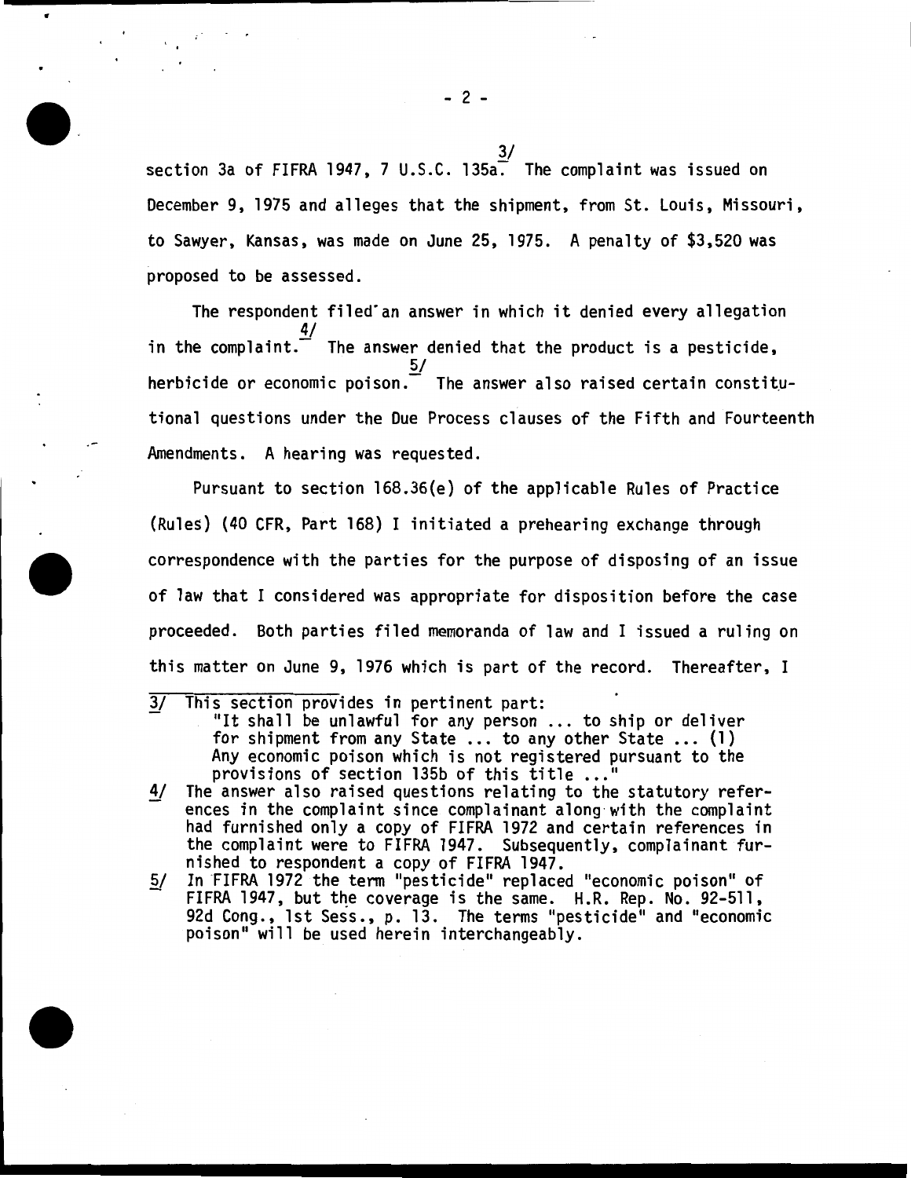section 3a of FIFRA 1947, 7 U.S.C. 135a.[3] The complaint was issued on December 9, 1975 and alleges that the shipment, from St. Louis, Missouri, to Sawyer, Kansas, was made on June 25, 1975. A penalty of $3,520 was proposed to be assessed.

The respondent filed an answer in which it denied every allegation in the complaint.[4] The answer denied that the product is a pesticide, herbicide or economic poison.[5] The answer also raised certain constitutional questions under the Due Process clauses of the Fifth and Fourteenth Amendments. A hearing was requested.

Pursuant to section 168.36(e) of the applicable Rules of Practice (Rules) (40 CFR, Part 168) I initiated a prehearing exchange through correspondence with the parties for the purpose of disposing of an issue of law that I considered was appropriate for disposition before the case proceeded. Both parties filed memoranda of law and I issued a ruling on this matter on June 9, 1976 which is part of the record. Thereafter, I

---

3/ This section provides in pertinent part:
"It shall be unlawful for any person ... to ship or deliver for shipment from any State ... to any other State ... (1) Any economic poison which is not registered pursuant to the provisions of section 135b of this title ..."

4/ The answer also raised questions relating to the statutory references in the complaint since complainant along with the complaint had furnished only a copy of FIFRA 1972 and certain references in the complaint were to FIFRA 1947. Subsequently, complainant furnished to respondent a copy of FIFRA 1947.

5/ In FIFRA 1972 the term "pesticide" replaced "economic poison" of FIFRA 1947, but the coverage is the same. H.R. Rep. No. 92-511, 92d Cong., 1st Sess., p. 13. The terms "pesticide" and "economic poison" will be used herein interchangeably.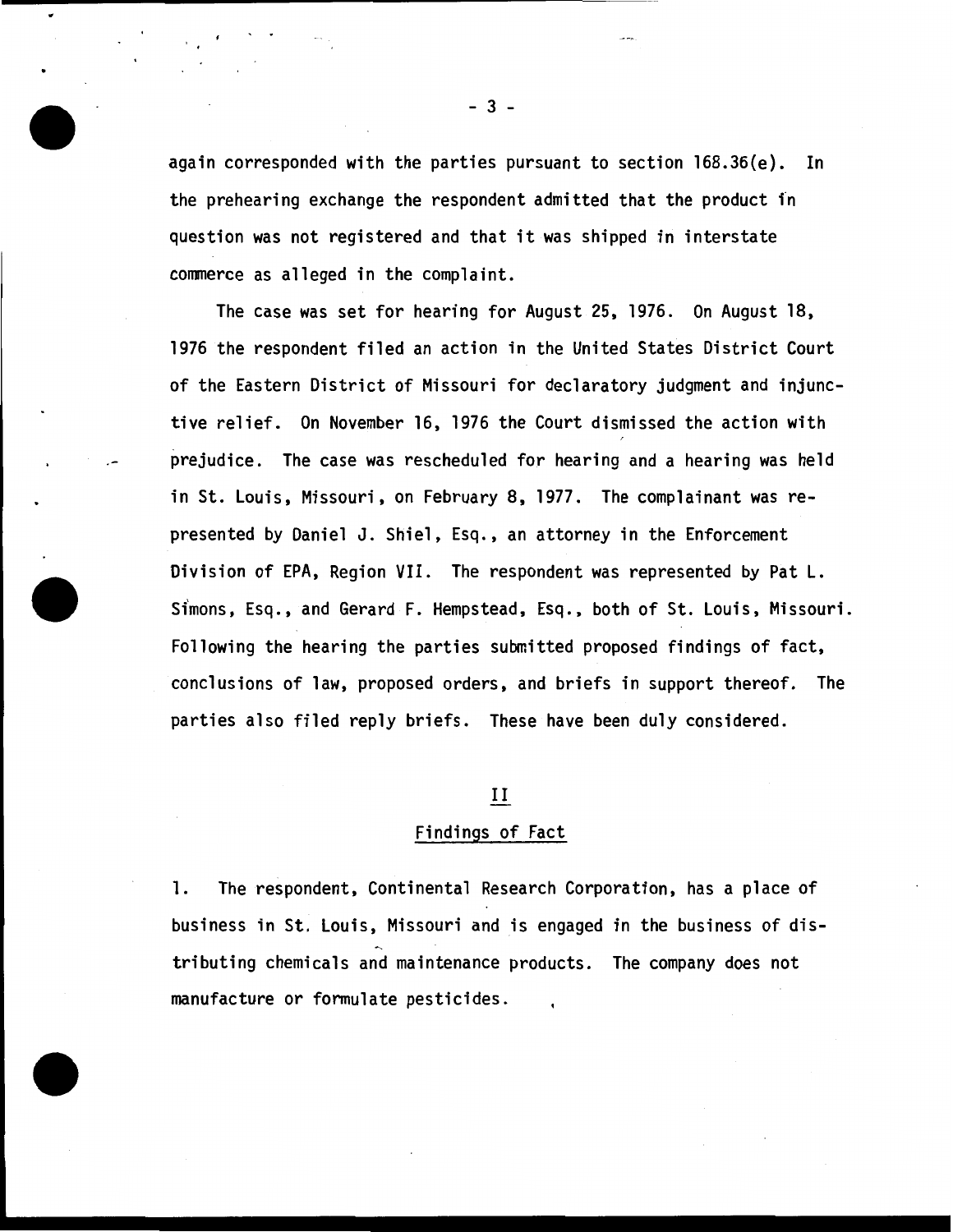again corresponded with the parties pursuant to section 168.36(e). In the prehearing exchange the respondent admitted that the product in question was not registered and that it was shipped in interstate commerce as alleged in the complaint.

The case was set for hearing for August 25, 1976. On August 18, 1976 the respondent filed an action in the United States District Court of the Eastern District of Missouri for declaratory judgment and injunctive relief. On November 16, 1976 the Court dismissed the action with prejudice. The case was rescheduled for hearing and a hearing was held in St. Louis, Missouri, on February 8, 1977. The complainant was represented by Daniel J. Shiel, Esq., an attorney in the Enforcement Division of EPA, Region VII. The respondent was represented by Pat L. Simons, Esq., and Gerard F. Hempstead, Esq., both of St. Louis, Missouri. Following the hearing the parties submitted proposed findings of fact, conclusions of law, proposed orders, and briefs in support thereof. The parties also filed reply briefs. These have been duly considered.

## II

## Findings of Fact

1. The respondent, Continental Research Corporation, has a place of business in St. Louis, Missouri and is engaged in the business of distributing chemicals and maintenance products. The company does not manufacture or formulate pesticides.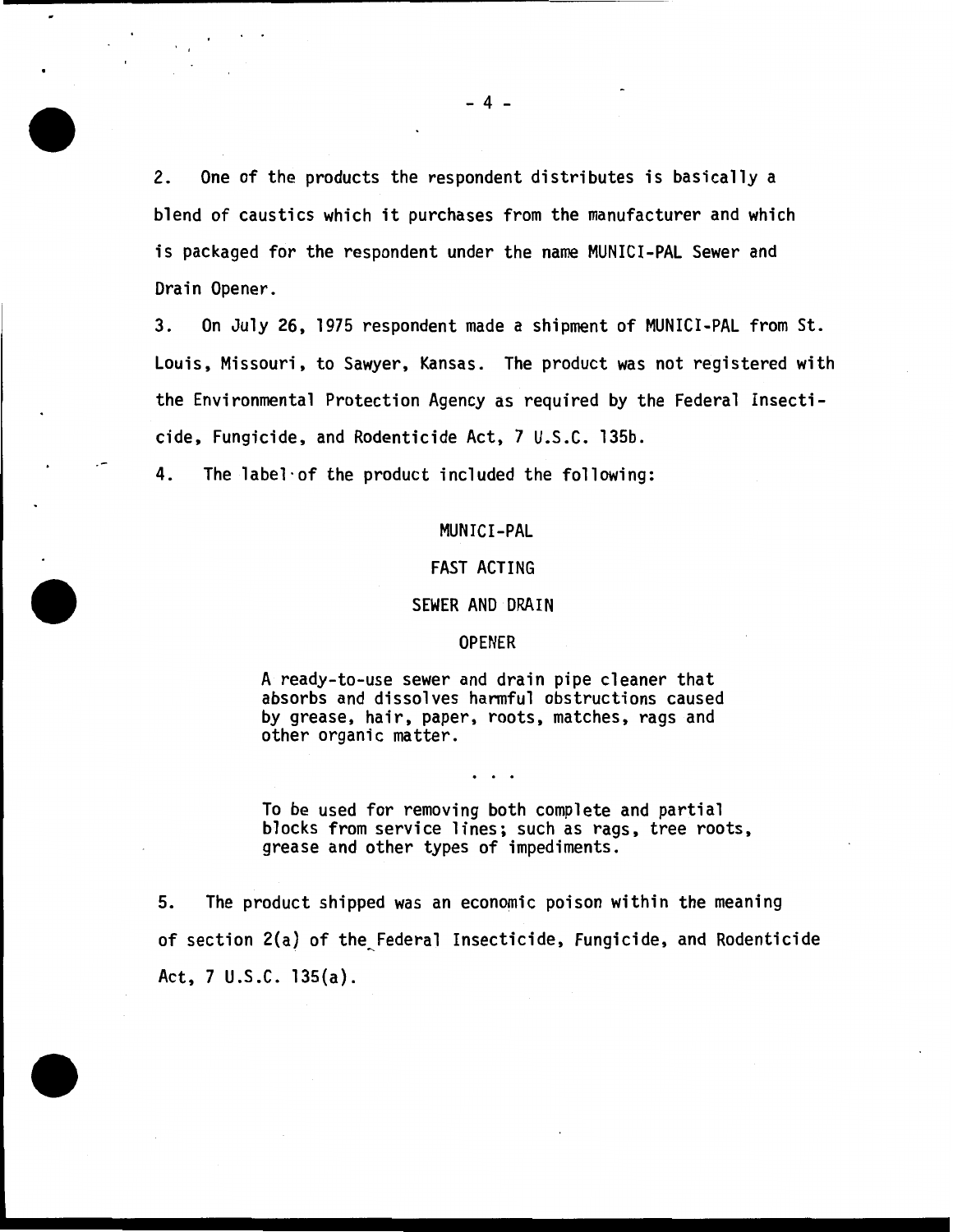2. One of the products the respondent distributes is basically a blend of caustics which it purchases from the manufacturer and which is packaged for the respondent under the name MUNICI-PAL Sewer and Drain Opener.

3. On July 26, 1975 respondent made a shipment of MUNICI-PAL from St. Louis, Missouri, to Sawyer, Kansas. The product was not registered with the Environmental Protection Agency as required by the Federal Insecticide, Fungicide, and Rodenticide Act, 7 U.S.C. 135b.

4. The label of the product included the following:

> MUNICI-PAL
>
> FAST ACTING
>
> SEWER AND DRAIN
>
> OPENER
>
> A ready-to-use sewer and drain pipe cleaner that absorbs and dissolves harmful obstructions caused by grease, hair, paper, roots, matches, rags and other organic matter.
>
> . . .
>
> To be used for removing both complete and partial blocks from service lines; such as rags, tree roots, grease and other types of impediments.

5. The product shipped was an economic poison within the meaning of section 2(a) of the Federal Insecticide, Fungicide, and Rodenticide Act, 7 U.S.C. 135(a).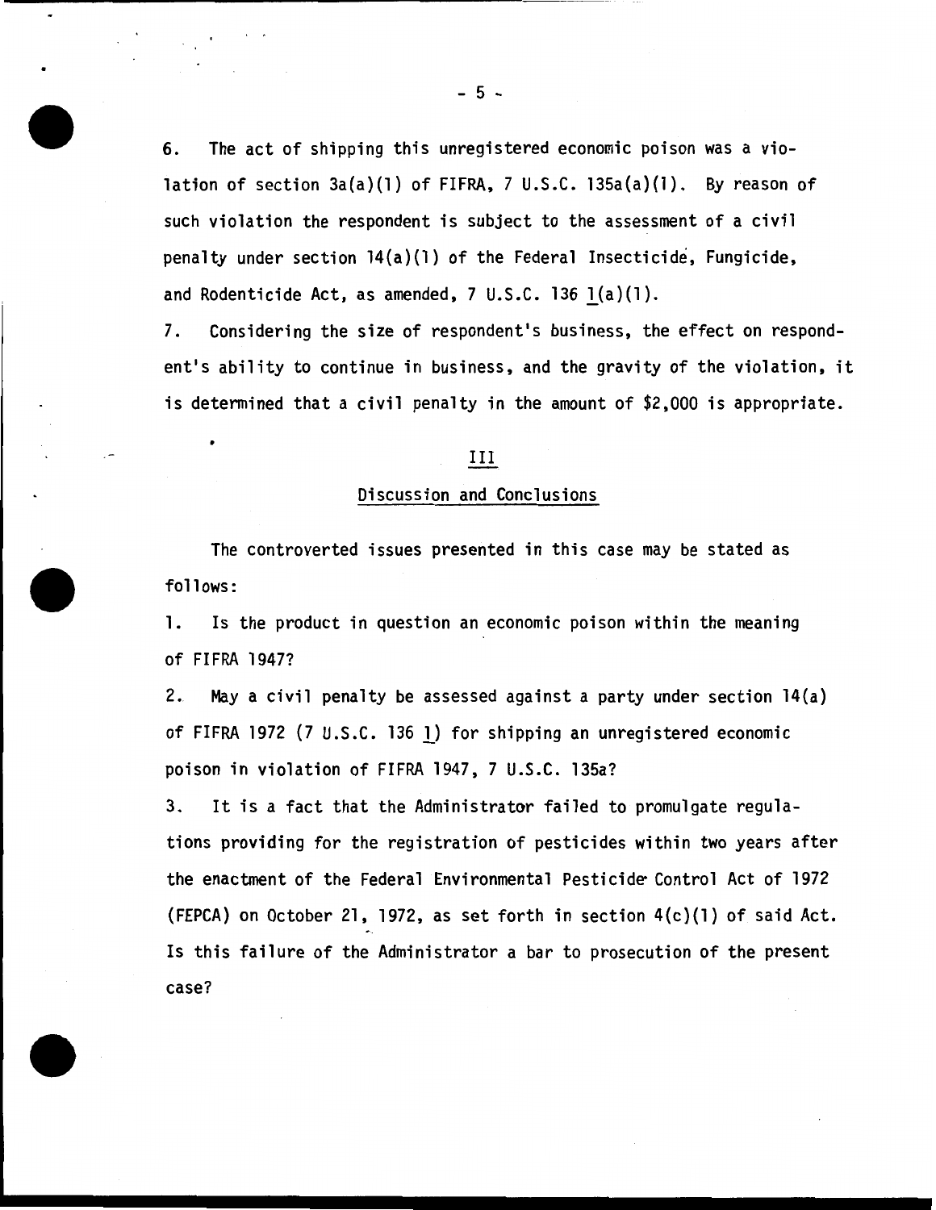6. The act of shipping this unregistered economic poison was a violation of section 3a(a)(1) of FIFRA, 7 U.S.C. 135a(a)(1). By reason of such violation the respondent is subject to the assessment of a civil penalty under section 14(a)(1) of the Federal Insecticide, Fungicide, and Rodenticide Act, as amended, 7 U.S.C. 136 l(a)(1).

7. Considering the size of respondent's business, the effect on respondent's ability to continue in business, and the gravity of the violation, it is determined that a civil penalty in the amount of $2,000 is appropriate.

## III

## Discussion and Conclusions

The controverted issues presented in this case may be stated as follows:

1. Is the product in question an economic poison within the meaning of FIFRA 1947?

2. May a civil penalty be assessed against a party under section 14(a) of FIFRA 1972 (7 U.S.C. 136 l) for shipping an unregistered economic poison in violation of FIFRA 1947, 7 U.S.C. 135a?

3. It is a fact that the Administrator failed to promulgate regulations providing for the registration of pesticides within two years after the enactment of the Federal Environmental Pesticide Control Act of 1972 (FEPCA) on October 21, 1972, as set forth in section 4(c)(1) of said Act. Is this failure of the Administrator a bar to prosecution of the present case?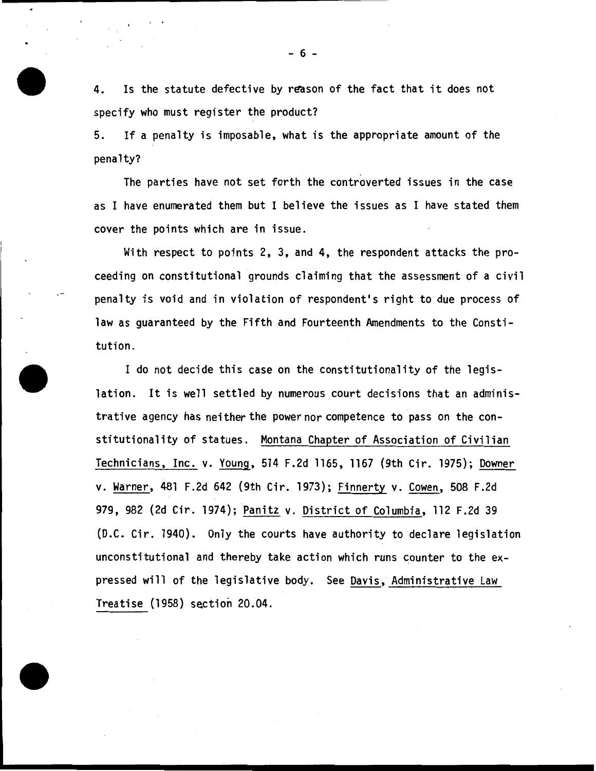4. Is the statute defective by reason of the fact that it does not specify who must register the product?

5. If a penalty is imposable, what is the appropriate amount of the penalty?

The parties have not set forth the controverted issues in the case as I have enumerated them but I believe the issues as I have stated them cover the points which are in issue.

With respect to points 2, 3, and 4, the respondent attacks the proceeding on constitutional grounds claiming that the assessment of a civil penalty is void and in violation of respondent's right to due process of law as guaranteed by the Fifth and Fourteenth Amendments to the Constitution.

I do not decide this case on the constitutionality of the legislation. It is well settled by numerous court decisions that an administrative agency has neither the power nor competence to pass on the constitutionality of statues. Montana Chapter of Association of Civilian Technicians, Inc. v. Young, 514 F.2d 1165, 1167 (9th Cir. 1975); Downer v. Warner, 481 F.2d 642 (9th Cir. 1973); Finnerty v. Cowen, 508 F.2d 979, 982 (2d Cir. 1974); Panitz v. District of Columbia, 112 F.2d 39 (D.C. Cir. 1940). Only the courts have authority to declare legislation unconstitutional and thereby take action which runs counter to the expressed will of the legislative body. See Davis, Administrative Law Treatise (1958) section 20.04.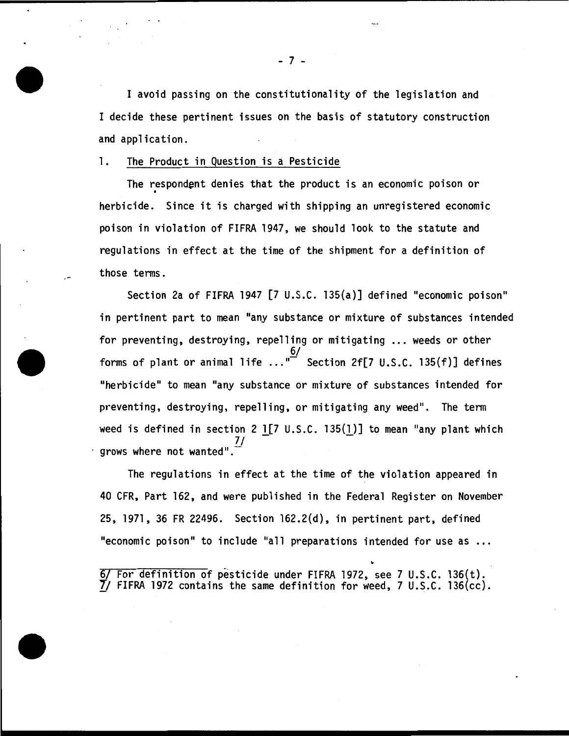I avoid passing on the constitutionality of the legislation and I decide these pertinent issues on the basis of statutory construction and application.

1. <u>The Product in Question is a Pesticide</u>

The respondent denies that the product is an economic poison or herbicide. Since it is charged with shipping an unregistered economic poison in violation of FIFRA 1947, we should look to the statute and regulations in effect at the time of the shipment for a definition of those terms.

Section 2a of FIFRA 1947 [7 U.S.C. 135(a)] defined "economic poison" in pertinent part to mean "any substance or mixture of substances intended for preventing, destroying, repelling or mitigating ... weeds or other forms of plant or animal life ..."[6/] Section 2f[7 U.S.C. 135(f)] defines "herbicide" to mean "any substance or mixture of substances intended for preventing, destroying, repelling, or mitigating any weed". The term weed is defined in section 2 1[7 U.S.C. 135(1)] to mean "any plant which grows where not wanted".[7/]

The regulations in effect at the time of the violation appeared in 40 CFR, Part 162, and were published in the Federal Register on November 25, 1971, 36 FR 22496. Section 162.2(d), in pertinent part, defined "economic poison" to include "all preparations intended for use as ...

---

6/ For definition of pesticide under FIFRA 1972, see 7 U.S.C. 136(t).
7/ FIFRA 1972 contains the same definition for weed, 7 U.S.C. 136(cc).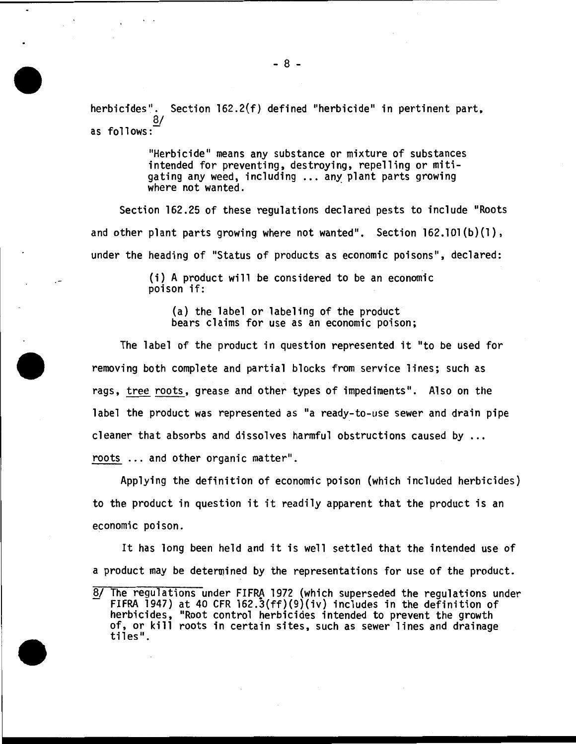herbicides". Section 162.2(f) defined "herbicide" in pertinent part, as follows:[8/]

> "Herbicide" means any substance or mixture of substances intended for preventing, destroying, repelling or mitigating any weed, including ... any plant parts growing where not wanted.

Section 162.25 of these regulations declared pests to include "Roots and other plant parts growing where not wanted". Section 162.101(b)(1), under the heading of "Status of products as economic poisons", declared:

> (i) A product will be considered to be an economic poison if:
>
> > (a) the label or labeling of the product bears claims for use as an economic poison;

The label of the product in question represented it "to be used for removing both complete and partial blocks from service lines; such as rags, <u>tree roots</u>, grease and other types of impediments". Also on the label the product was represented as "a ready-to-use sewer and drain pipe cleaner that absorbs and dissolves harmful obstructions caused by ... <u>roots</u> ... and other organic matter".

Applying the definition of economic poison (which included herbicides) to the product in question it it readily apparent that the product is an economic poison.

It has long been held and it is well settled that the intended use of a product may be determined by the representations for use of the product.

---

8/ The regulations under FIFRA 1972 (which superseded the regulations under FIFRA 1947) at 40 CFR 162.3(ff)(9)(iv) includes in the definition of herbicides, "Root control herbicides intended to prevent the growth of, or kill roots in certain sites, such as sewer lines and drainage tiles".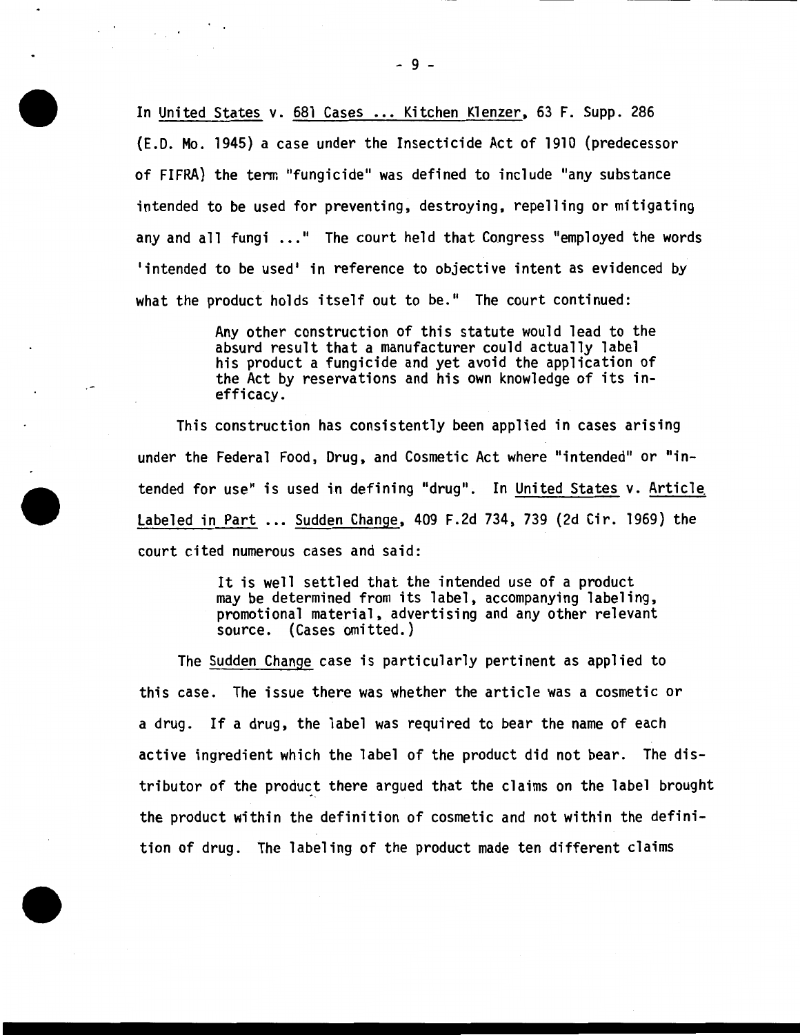In United States v. 681 Cases ... Kitchen Klenzer, 63 F. Supp. 286 (E.D. Mo. 1945) a case under the Insecticide Act of 1910 (predecessor of FIFRA) the term "fungicide" was defined to include "any substance intended to be used for preventing, destroying, repelling or mitigating any and all fungi ..." The court held that Congress "employed the words 'intended to be used' in reference to objective intent as evidenced by what the product holds itself out to be." The court continued:

> Any other construction of this statute would lead to the absurd result that a manufacturer could actually label his product a fungicide and yet avoid the application of the Act by reservations and his own knowledge of its inefficacy.

This construction has consistently been applied in cases arising under the Federal Food, Drug, and Cosmetic Act where "intended" or "intended for use" is used in defining "drug". In United States v. Article Labeled in Part ... Sudden Change, 409 F.2d 734, 739 (2d Cir. 1969) the court cited numerous cases and said:

> It is well settled that the intended use of a product may be determined from its label, accompanying labeling, promotional material, advertising and any other relevant source. (Cases omitted.)

The Sudden Change case is particularly pertinent as applied to this case. The issue there was whether the article was a cosmetic or a drug. If a drug, the label was required to bear the name of each active ingredient which the label of the product did not bear. The distributor of the product there argued that the claims on the label brought the product within the definition of cosmetic and not within the definition of drug. The labeling of the product made ten different claims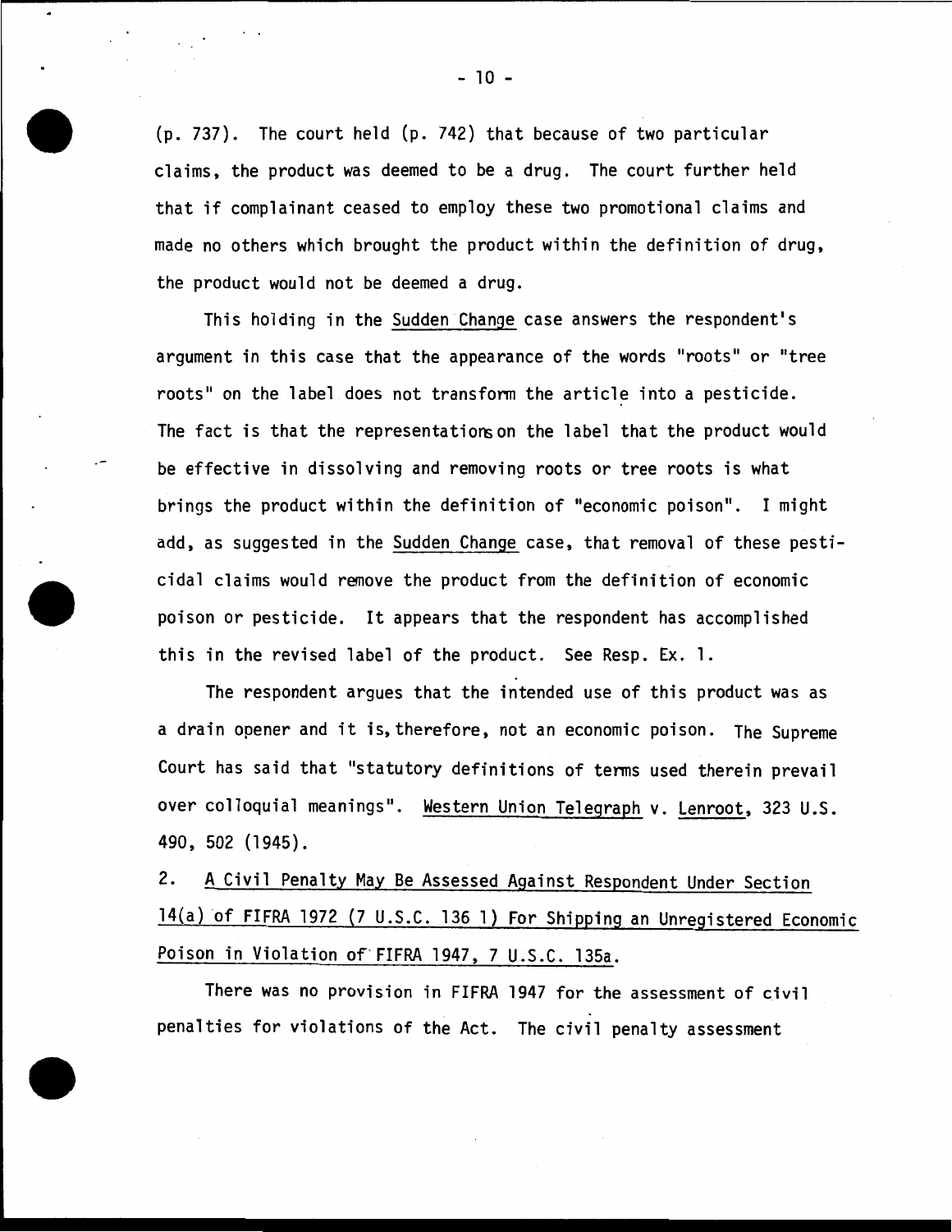(p. 737). The court held (p. 742) that because of two particular claims, the product was deemed to be a drug. The court further held that if complainant ceased to employ these two promotional claims and made no others which brought the product within the definition of drug, the product would not be deemed a drug.

This holding in the Sudden Change case answers the respondent's argument in this case that the appearance of the words "roots" or "tree roots" on the label does not transform the article into a pesticide. The fact is that the representations on the label that the product would be effective in dissolving and removing roots or tree roots is what brings the product within the definition of "economic poison". I might add, as suggested in the Sudden Change case, that removal of these pesticidal claims would remove the product from the definition of economic poison or pesticide. It appears that the respondent has accomplished this in the revised label of the product. See Resp. Ex. 1.

The respondent argues that the intended use of this product was as a drain opener and it is, therefore, not an economic poison. The Supreme Court has said that "statutory definitions of terms used therein prevail over colloquial meanings". Western Union Telegraph v. Lenroot, 323 U.S. 490, 502 (1945).

2. A Civil Penalty May Be Assessed Against Respondent Under Section 14(a) of FIFRA 1972 (7 U.S.C. 136 1) For Shipping an Unregistered Economic Poison in Violation of FIFRA 1947, 7 U.S.C. 135a.

There was no provision in FIFRA 1947 for the assessment of civil penalties for violations of the Act. The civil penalty assessment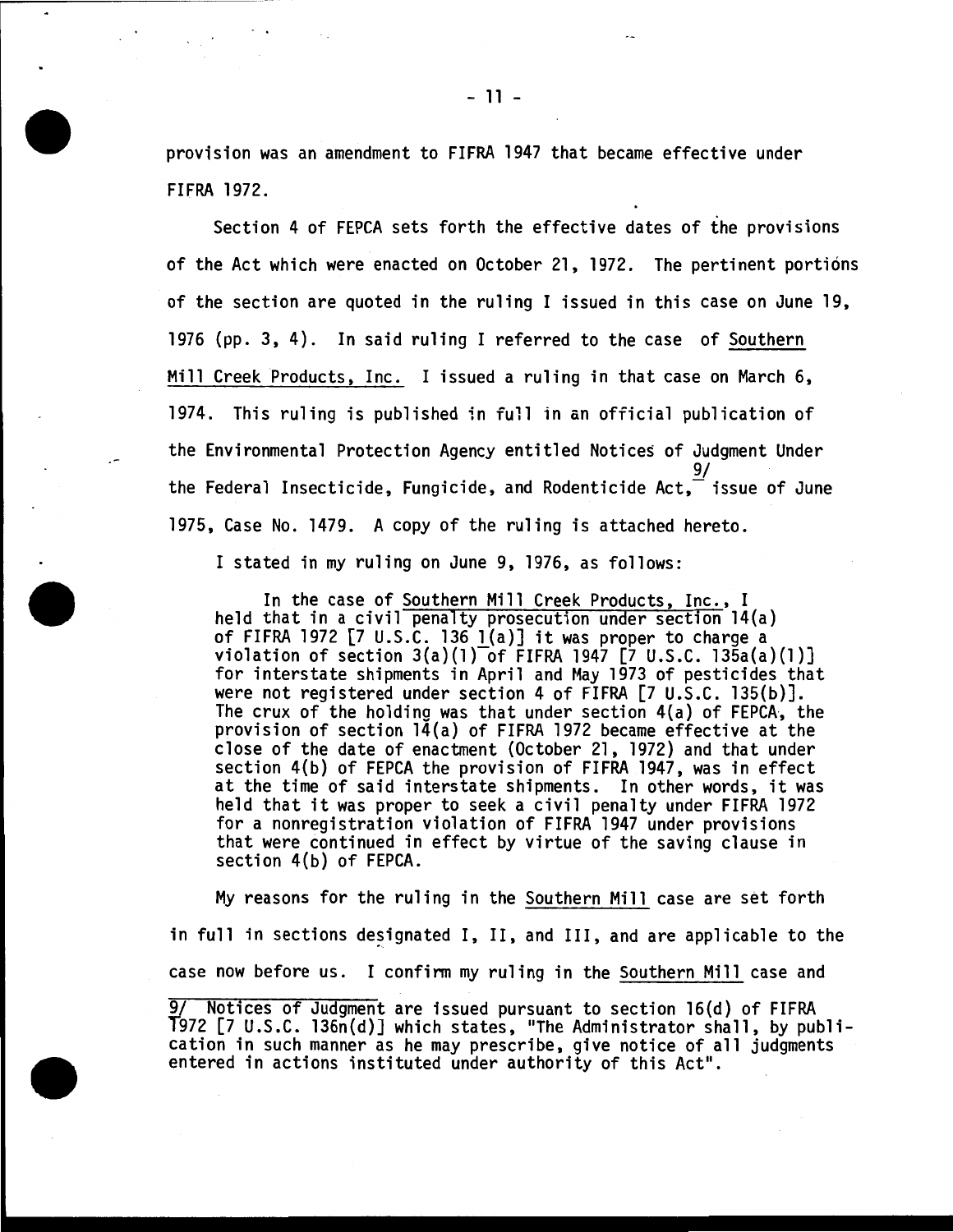provision was an amendment to FIFRA 1947 that became effective under FIFRA 1972.

Section 4 of FEPCA sets forth the effective dates of the provisions of the Act which were enacted on October 21, 1972. The pertinent portions of the section are quoted in the ruling I issued in this case on June 19, 1976 (pp. 3, 4). In said ruling I referred to the case of Southern Mill Creek Products, Inc. I issued a ruling in that case on March 6, 1974. This ruling is published in full in an official publication of the Environmental Protection Agency entitled Notices of Judgment Under the Federal Insecticide, Fungicide, and Rodenticide Act,[9/] issue of June 1975, Case No. 1479. A copy of the ruling is attached hereto.

I stated in my ruling on June 9, 1976, as follows:

> In the case of Southern Mill Creek Products, Inc., I held that in a civil penalty prosecution under section 14(a) of FIFRA 1972 [7 U.S.C. 136 1(a)] it was proper to charge a violation of section 3(a)(1) of FIFRA 1947 [7 U.S.C. 135a(a)(1)] for interstate shipments in April and May 1973 of pesticides that were not registered under section 4 of FIFRA [7 U.S.C. 135(b)]. The crux of the holding was that under section 4(a) of FEPCA, the provision of section 14(a) of FIFRA 1972 became effective at the close of the date of enactment (October 21, 1972) and that under section 4(b) of FEPCA the provision of FIFRA 1947, was in effect at the time of said interstate shipments. In other words, it was held that it was proper to seek a civil penalty under FIFRA 1972 for a nonregistration violation of FIFRA 1947 under provisions that were continued in effect by virtue of the saving clause in section 4(b) of FEPCA.

My reasons for the ruling in the Southern Mill case are set forth in full in sections designated I, II, and III, and are applicable to the case now before us. I confirm my ruling in the Southern Mill case and

---

9/ Notices of Judgment are issued pursuant to section 16(d) of FIFRA 1972 [7 U.S.C. 136n(d)] which states, "The Administrator shall, by publication in such manner as he may prescribe, give notice of all judgments entered in actions instituted under authority of this Act".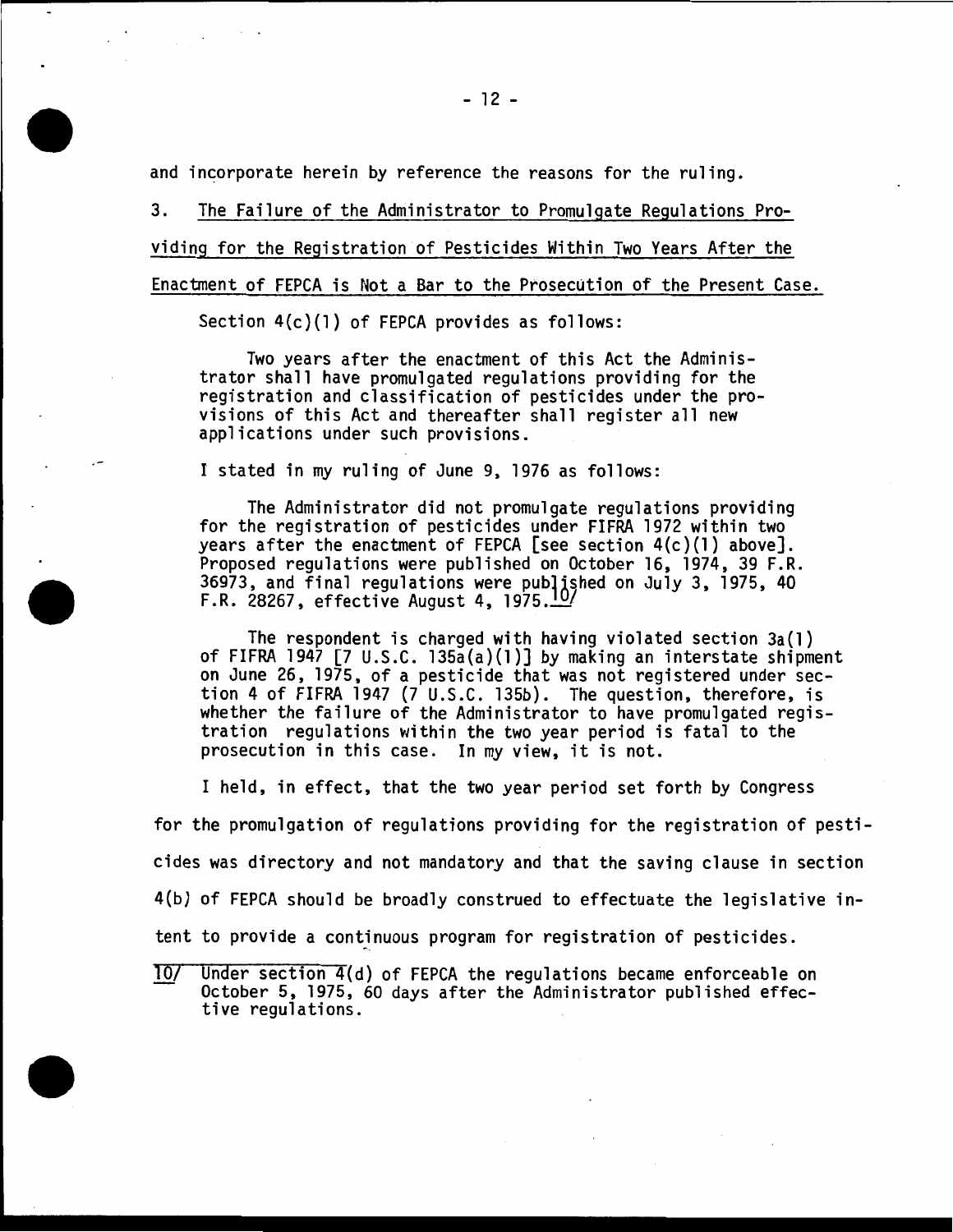and incorporate herein by reference the reasons for the ruling.

3. <u>The Failure of the Administrator to Promulgate Regulations Providing for the Registration of Pesticides Within Two Years After the Enactment of FEPCA is Not a Bar to the Prosecution of the Present Case.</u>

Section 4(c)(1) of FEPCA provides as follows:

> Two years after the enactment of this Act the Administrator shall have promulgated regulations providing for the registration and classification of pesticides under the provisions of this Act and thereafter shall register all new applications under such provisions.

I stated in my ruling of June 9, 1976 as follows:

> The Administrator did not promulgate regulations providing for the registration of pesticides under FIFRA 1972 within two years after the enactment of FEPCA [see section 4(c)(1) above]. Proposed regulations were published on October 16, 1974, 39 F.R. 36973, and final regulations were published on July 3, 1975, 40 F.R. 28267, effective August 4, 1975.[10]
>
> The respondent is charged with having violated section 3a(1) of FIFRA 1947 [7 U.S.C. 135a(a)(1)] by making an interstate shipment on June 26, 1975, of a pesticide that was not registered under section 4 of FIFRA 1947 (7 U.S.C. 135b). The question, therefore, is whether the failure of the Administrator to have promulgated registration regulations within the two year period is fatal to the prosecution in this case. In my view, it is not.

I held, in effect, that the two year period set forth by Congress for the promulgation of regulations providing for the registration of pesticides was directory and not mandatory and that the saving clause in section 4(b) of FEPCA should be broadly construed to effectuate the legislative intent to provide a continuous program for registration of pesticides.

[10] Under section 4(d) of FEPCA the regulations became enforceable on October 5, 1975, 60 days after the Administrator published effective regulations.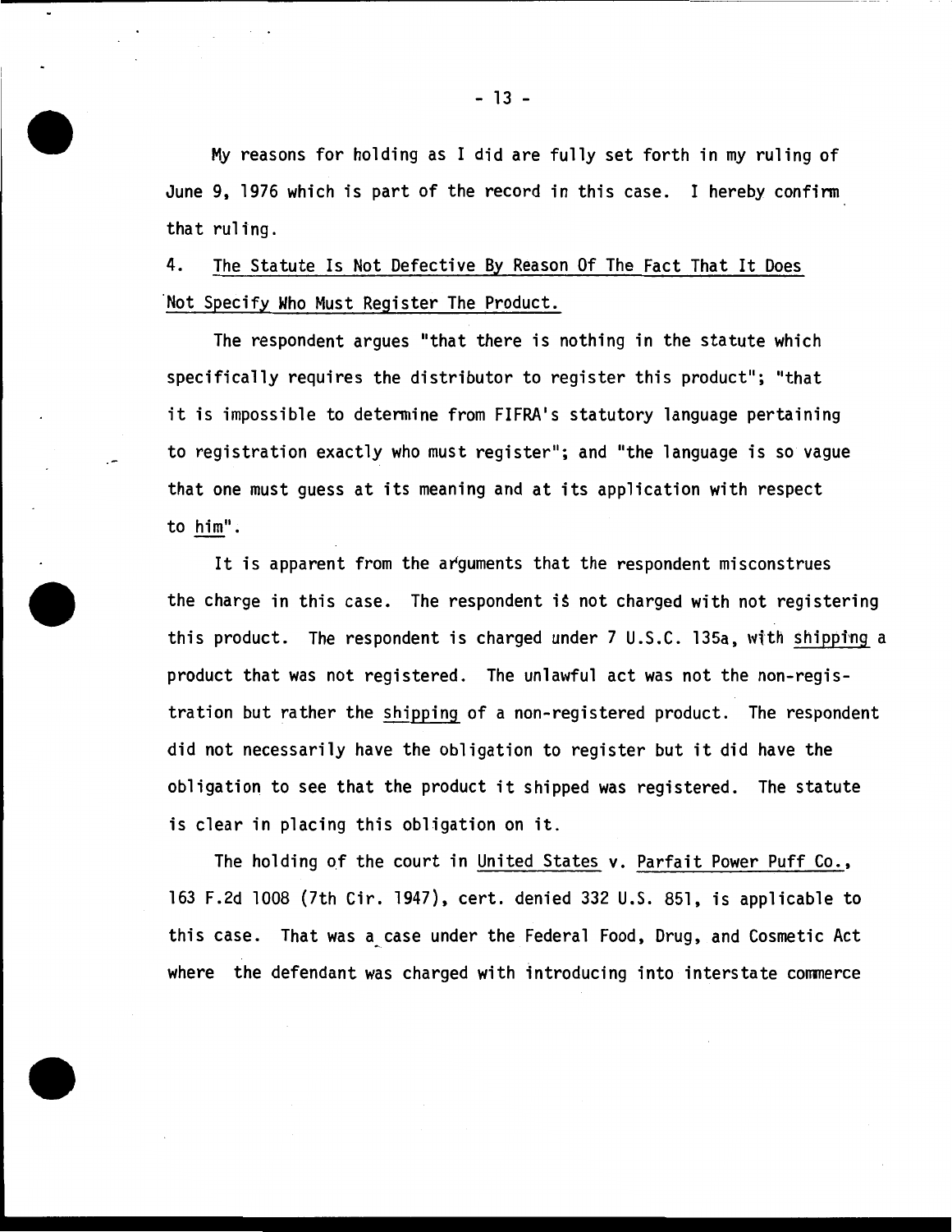My reasons for holding as I did are fully set forth in my ruling of June 9, 1976 which is part of the record in this case. I hereby confirm that ruling.

4. The Statute Is Not Defective By Reason Of The Fact That It Does Not Specify Who Must Register The Product.

The respondent argues "that there is nothing in the statute which specifically requires the distributor to register this product"; "that it is impossible to determine from FIFRA's statutory language pertaining to registration exactly who must register"; and "the language is so vague that one must guess at its meaning and at its application with respect to him".

It is apparent from the arguments that the respondent misconstrues the charge in this case. The respondent is not charged with not registering this product. The respondent is charged under 7 U.S.C. 135a, with shipping a product that was not registered. The unlawful act was not the non-registration but rather the shipping of a non-registered product. The respondent did not necessarily have the obligation to register but it did have the obligation to see that the product it shipped was registered. The statute is clear in placing this obligation on it.

The holding of the court in United States v. Parfait Power Puff Co., 163 F.2d 1008 (7th Cir. 1947), cert. denied 332 U.S. 851, is applicable to this case. That was a case under the Federal Food, Drug, and Cosmetic Act where the defendant was charged with introducing into interstate commerce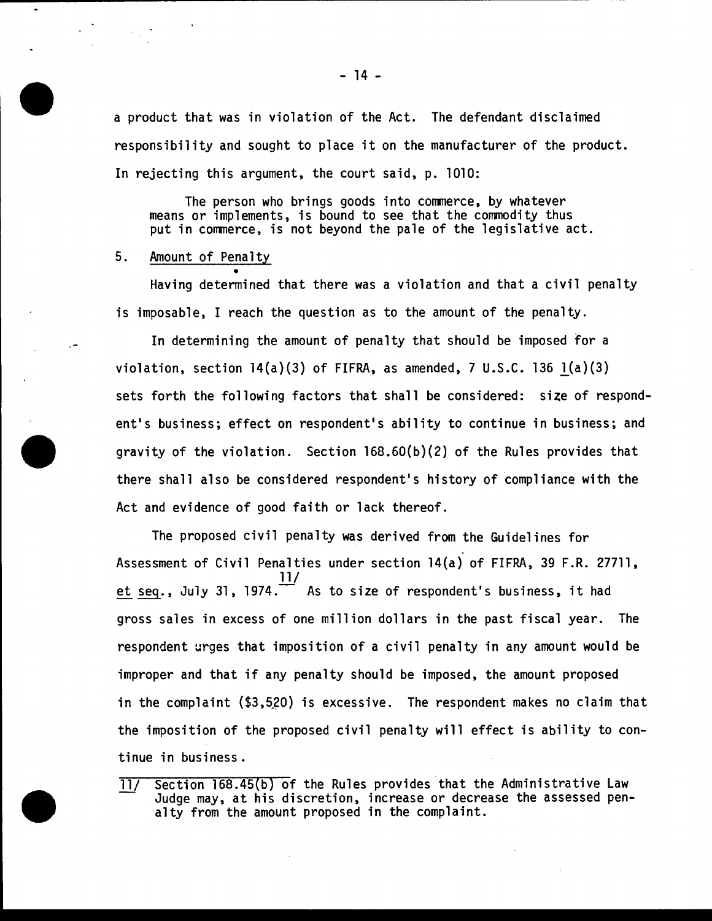a product that was in violation of the Act. The defendant disclaimed responsibility and sought to place it on the manufacturer of the product. In rejecting this argument, the court said, p. 1010:

> The person who brings goods into commerce, by whatever means or implements, is bound to see that the commodity thus put in commerce, is not beyond the pale of the legislative act.

5. Amount of Penalty

Having determined that there was a violation and that a civil penalty is imposable, I reach the question as to the amount of the penalty.

In determining the amount of penalty that should be imposed for a violation, section 14(a)(3) of FIFRA, as amended, 7 U.S.C. 136 l(a)(3) sets forth the following factors that shall be considered: size of respondent's business; effect on respondent's ability to continue in business; and gravity of the violation. Section 168.60(b)(2) of the Rules provides that there shall also be considered respondent's history of compliance with the Act and evidence of good faith or lack thereof.

The proposed civil penalty was derived from the Guidelines for Assessment of Civil Penalties under section 14(a) of FIFRA, 39 F.R. 27711, *et seq.*, July 31, 1974.[11/] As to size of respondent's business, it had gross sales in excess of one million dollars in the past fiscal year. The respondent urges that imposition of a civil penalty in any amount would be improper and that if any penalty should be imposed, the amount proposed in the complaint ($3,520) is excessive. The respondent makes no claim that the imposition of the proposed civil penalty will effect is ability to continue in business.

---

11/ Section 168.45(b) of the Rules provides that the Administrative Law Judge may, at his discretion, increase or decrease the assessed penalty from the amount proposed in the complaint.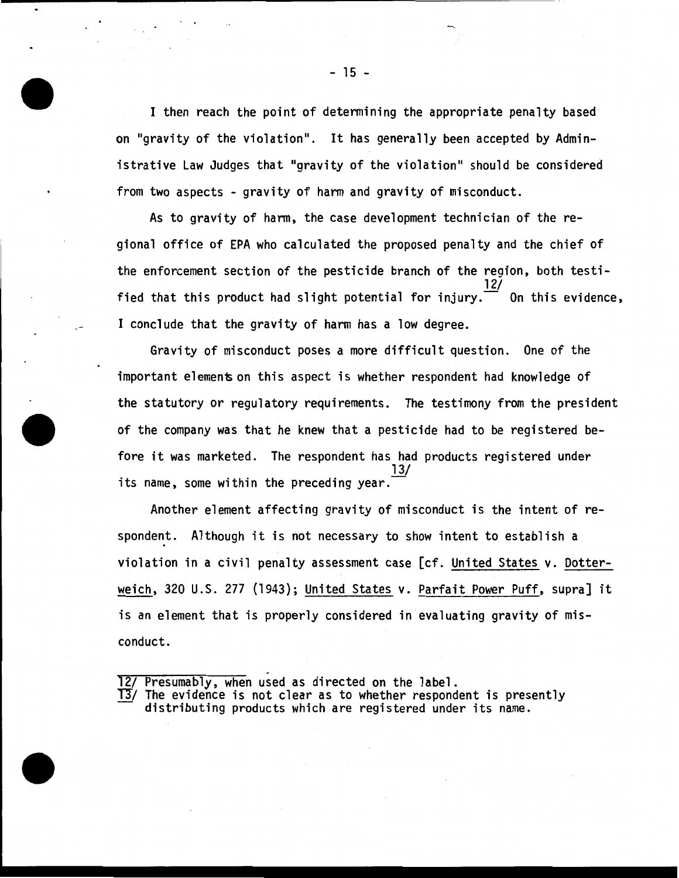I then reach the point of determining the appropriate penalty based on "gravity of the violation". It has generally been accepted by Administrative Law Judges that "gravity of the violation" should be considered from two aspects - gravity of harm and gravity of misconduct.

As to gravity of harm, the case development technician of the regional office of EPA who calculated the proposed penalty and the chief of the enforcement section of the pesticide branch of the region, both testified that this product had slight potential for injury.[12/] On this evidence, I conclude that the gravity of harm has a low degree.

Gravity of misconduct poses a more difficult question. One of the important elements on this aspect is whether respondent had knowledge of the statutory or regulatory requirements. The testimony from the president of the company was that he knew that a pesticide had to be registered before it was marketed. The respondent has had products registered under its name, some within the preceding year.[13/]

Another element affecting gravity of misconduct is the intent of respondent. Although it is not necessary to show intent to establish a violation in a civil penalty assessment case [cf. United States v. Dotterweich, 320 U.S. 277 (1943); United States v. Parfait Power Puff, supra] it is an element that is properly considered in evaluating gravity of misconduct.

---

12/ Presumably, when used as directed on the label.

13/ The evidence is not clear as to whether respondent is presently distributing products which are registered under its name.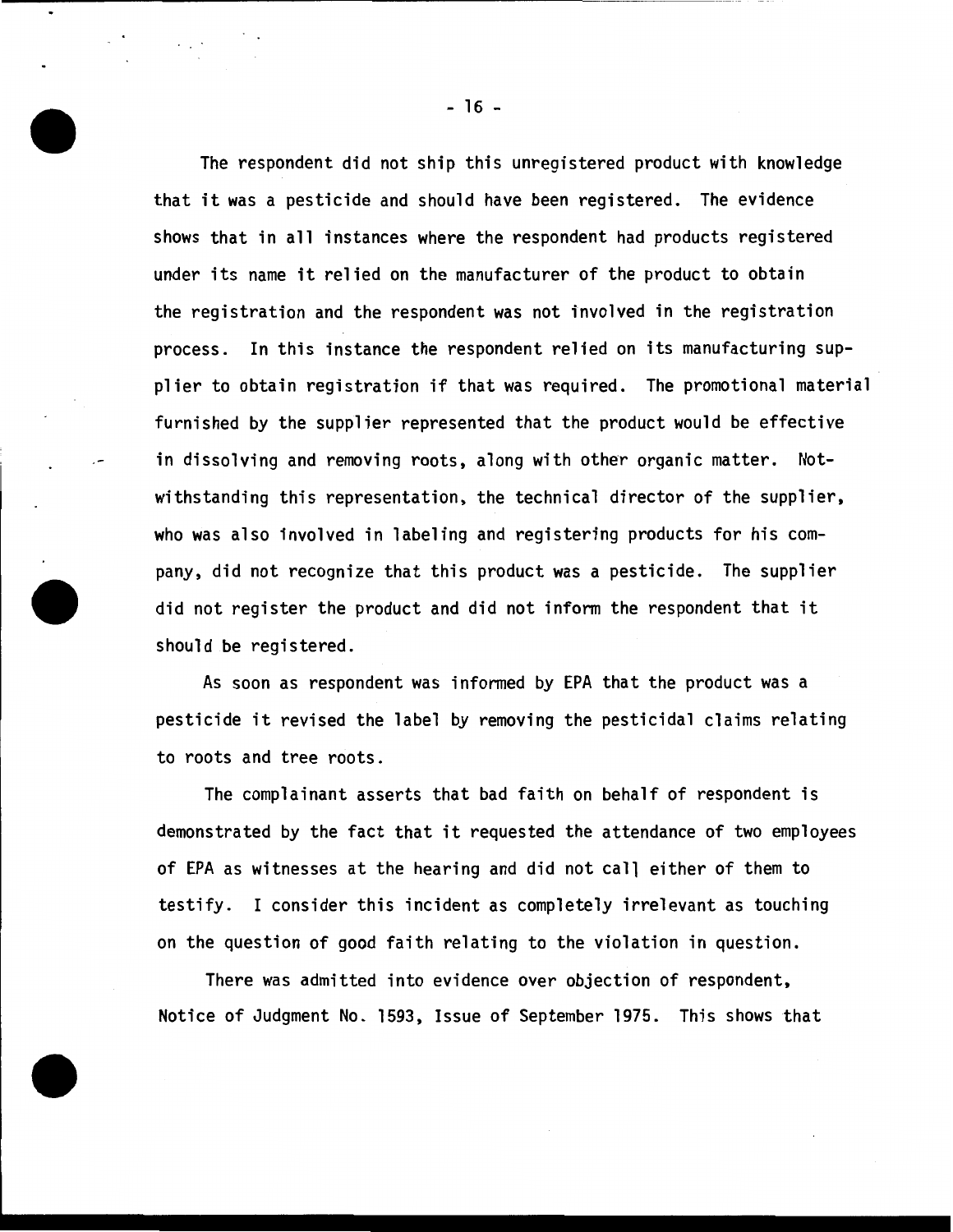The respondent did not ship this unregistered product with knowledge that it was a pesticide and should have been registered. The evidence shows that in all instances where the respondent had products registered under its name it relied on the manufacturer of the product to obtain the registration and the respondent was not involved in the registration process. In this instance the respondent relied on its manufacturing supplier to obtain registration if that was required. The promotional material furnished by the supplier represented that the product would be effective in dissolving and removing roots, along with other organic matter. Notwithstanding this representation, the technical director of the supplier, who was also involved in labeling and registering products for his company, did not recognize that this product was a pesticide. The supplier did not register the product and did not inform the respondent that it should be registered.

As soon as respondent was informed by EPA that the product was a pesticide it revised the label by removing the pesticidal claims relating to roots and tree roots.

The complainant asserts that bad faith on behalf of respondent is demonstrated by the fact that it requested the attendance of two employees of EPA as witnesses at the hearing and did not call either of them to testify. I consider this incident as completely irrelevant as touching on the question of good faith relating to the violation in question.

There was admitted into evidence over objection of respondent, Notice of Judgment No. 1593, Issue of September 1975. This shows that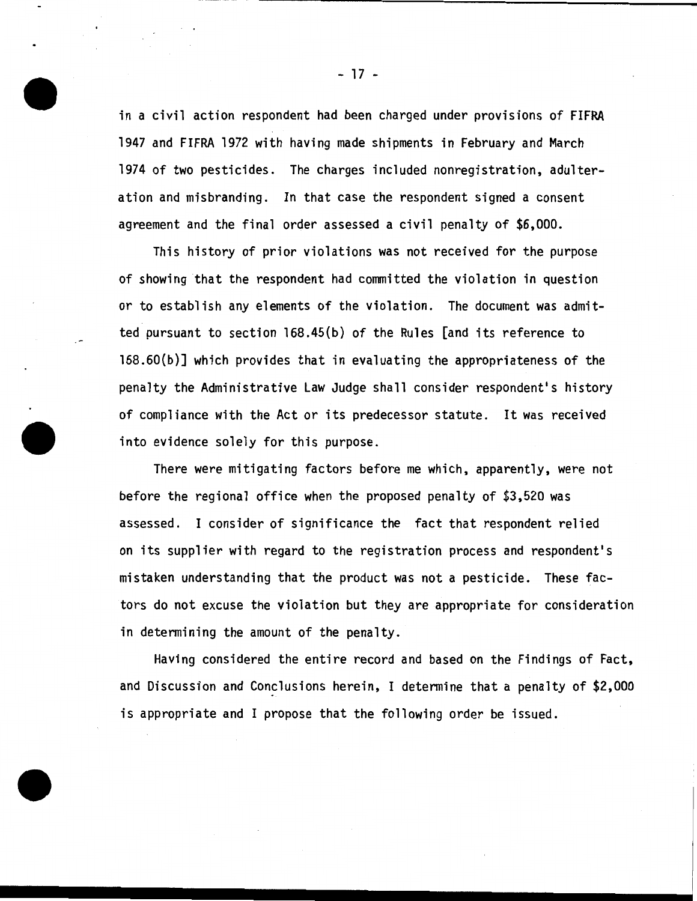in a civil action respondent had been charged under provisions of FIFRA 1947 and FIFRA 1972 with having made shipments in February and March 1974 of two pesticides. The charges included nonregistration, adulteration and misbranding. In that case the respondent signed a consent agreement and the final order assessed a civil penalty of $6,000.

This history of prior violations was not received for the purpose of showing that the respondent had committed the violation in question or to establish any elements of the violation. The document was admitted pursuant to section 168.45(b) of the Rules [and its reference to 168.60(b)] which provides that in evaluating the appropriateness of the penalty the Administrative Law Judge shall consider respondent's history of compliance with the Act or its predecessor statute. It was received into evidence solely for this purpose.

There were mitigating factors before me which, apparently, were not before the regional office when the proposed penalty of $3,520 was assessed. I consider of significance the fact that respondent relied on its supplier with regard to the registration process and respondent's mistaken understanding that the product was not a pesticide. These factors do not excuse the violation but they are appropriate for consideration in determining the amount of the penalty.

Having considered the entire record and based on the Findings of Fact, and Discussion and Conclusions herein, I determine that a penalty of $2,000 is appropriate and I propose that the following order be issued.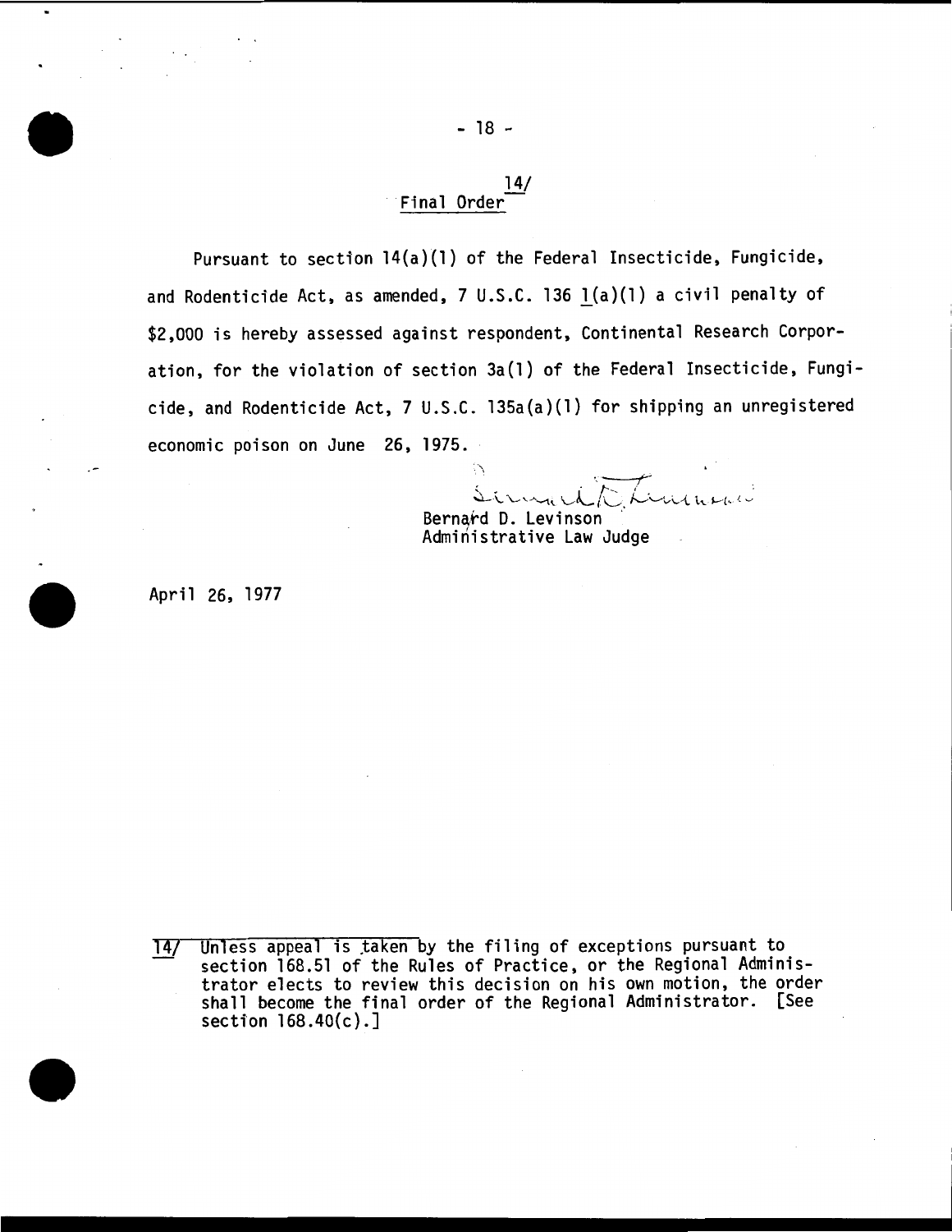## Final Order[14/]

Pursuant to section 14(a)(1) of the Federal Insecticide, Fungicide, and Rodenticide Act, as amended, 7 U.S.C. 136 l(a)(1) a civil penalty of $2,000 is hereby assessed against respondent, Continental Research Corporation, for the violation of section 3a(1) of the Federal Insecticide, Fungicide, and Rodenticide Act, 7 U.S.C. 135a(a)(1) for shipping an unregistered economic poison on June 26, 1975.

Bernard D. Levinson
Administrative Law Judge

April 26, 1977

---

14/ Unless appeal is taken by the filing of exceptions pursuant to section 168.51 of the Rules of Practice, or the Regional Administrator elects to review this decision on his own motion, the order shall become the final order of the Regional Administrator. [See section 168.40(c).]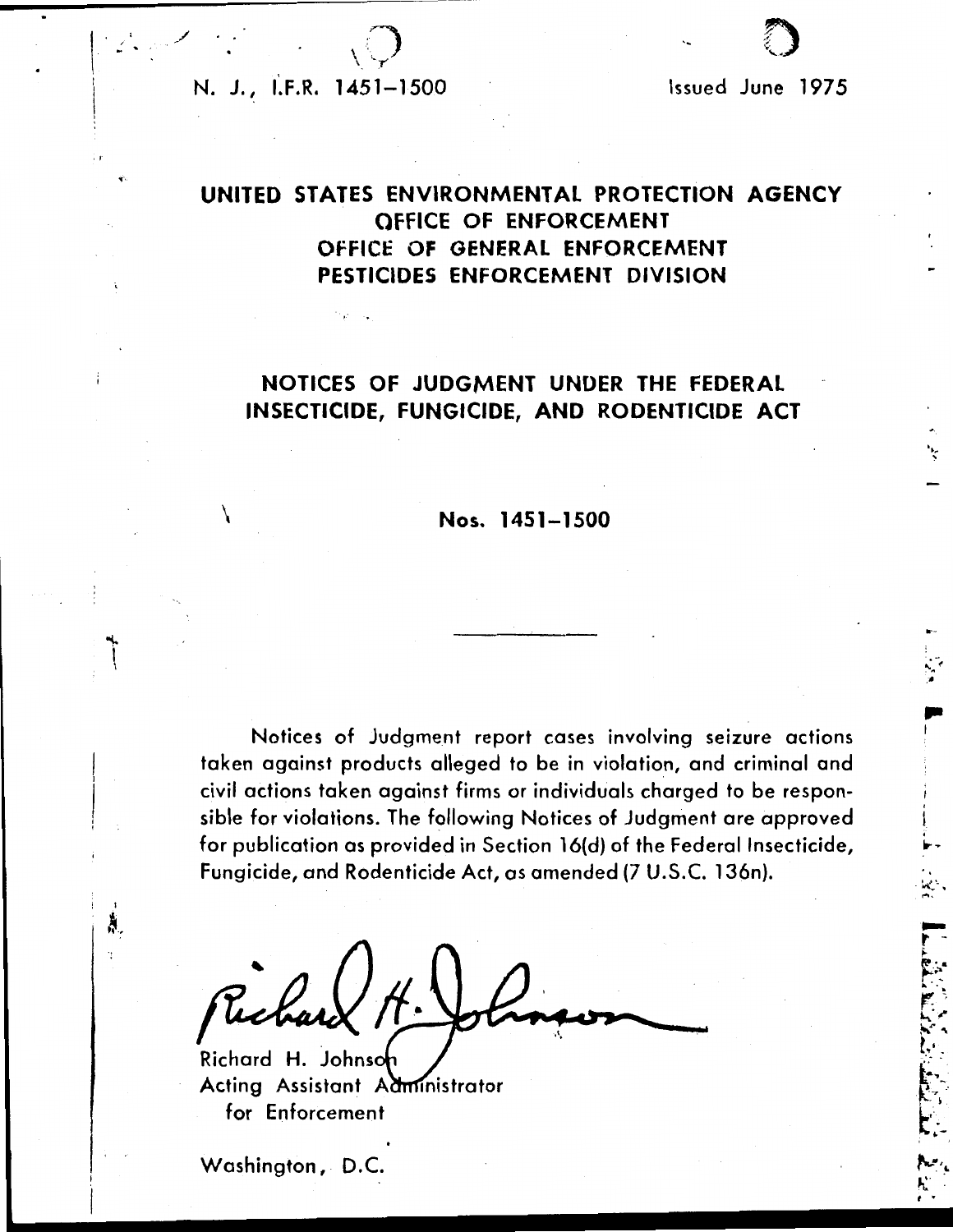N. J., I.F.R. 1451–1500

Issued June 1975

# UNITED STATES ENVIRONMENTAL PROTECTION AGENCY
## OFFICE OF ENFORCEMENT
## OFFICE OF GENERAL ENFORCEMENT
## PESTICIDES ENFORCEMENT DIVISION

# NOTICES OF JUDGMENT UNDER THE FEDERAL INSECTICIDE, FUNGICIDE, AND RODENTICIDE ACT

**Nos. 1451–1500**

---

Notices of Judgment report cases involving seizure actions taken against products alleged to be in violation, and criminal and civil actions taken against firms or individuals charged to be responsible for violations. The following Notices of Judgment are approved for publication as provided in Section 16(d) of the Federal Insecticide, Fungicide, and Rodenticide Act, as amended (7 U.S.C. 136n).

Richard H. Johnson
Acting Assistant Administrator
for Enforcement

Washington, D.C.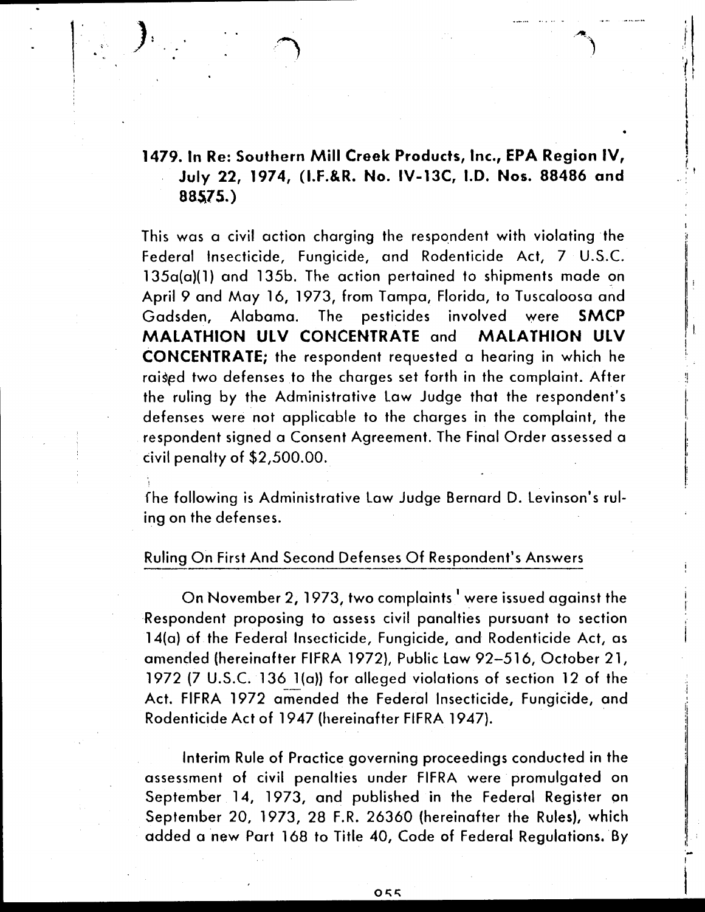## 1479. In Re: Southern Mill Creek Products, Inc., EPA Region IV, July 22, 1974, (I.F.&R. No. IV-13C, I.D. Nos. 88486 and 88575.)

This was a civil action charging the respondent with violating the Federal Insecticide, Fungicide, and Rodenticide Act, 7 U.S.C. 135a(a)(1) and 135b. The action pertained to shipments made on April 9 and May 16, 1973, from Tampa, Florida, to Tuscaloosa and Gadsden, Alabama. The pesticides involved were **SMCP MALATHION ULV CONCENTRATE** and **MALATHION ULV CONCENTRATE**; the respondent requested a hearing in which he raised two defenses to the charges set forth in the complaint. After the ruling by the Administrative Law Judge that the respondent's defenses were not applicable to the charges in the complaint, the respondent signed a Consent Agreement. The Final Order assessed a civil penalty of $2,500.00.

The following is Administrative Law Judge Bernard D. Levinson's ruling on the defenses.

### Ruling On First And Second Defenses Of Respondent's Answers

On November 2, 1973, two complaints[1] were issued against the Respondent proposing to assess civil panalties pursuant to section 14(a) of the Federal Insecticide, Fungicide, and Rodenticide Act, as amended (hereinafter FIFRA 1972), Public Law 92–516, October 21, 1972 (7 U.S.C. 136 1(a)) for alleged violations of section 12 of the Act. FIFRA 1972 amended the Federal Insecticide, Fungicide, and Rodenticide Act of 1947 (hereinafter FIFRA 1947).

Interim Rule of Practice governing proceedings conducted in the assessment of civil penalties under FIFRA were promulgated on September 14, 1973, and published in the Federal Register on September 20, 1973, 28 F.R. 26360 (hereinafter the Rules), which added a new Part 168 to Title 40, Code of Federal Regulations. By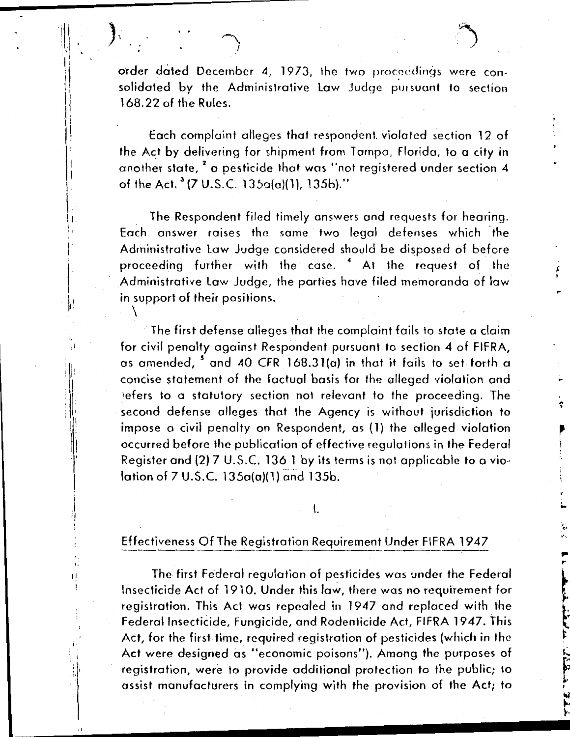order dated December 4, 1973, the two proceedings were consolidated by the Administrative Law Judge pursuant to section 168.22 of the Rules.

Each complaint alleges that respondent violated section 12 of the Act by delivering for shipment from Tampa, Florida, to a city in another state, [2] a pesticide that was "not registered under section 4 of the Act.[3] (7 U.S.C. 135a(a)(1), 135b)."

The Respondent filed timely answers and requests for hearing. Each answer raises the same two legal defenses which the Administrative Law Judge considered should be disposed of before proceeding further with the case. [4] At the request of the Administrative Law Judge, the parties have filed memoranda of law in support of their positions.

The first defense alleges that the complaint fails to state a claim for civil penalty against Respondent pursuant to section 4 of FIFRA, as amended, [5] and 40 CFR 168.31(a) in that it fails to set forth a concise statement of the factual basis for the alleged violation and refers to a statutory section not relevant to the proceeding. The second defense alleges that the Agency is without jurisdiction to impose a civil penalty on Respondent, as (1) the alleged violation occurred before the publication of effective regulations in the Federal Register and (2) 7 U.S.C. 136 1 by its terms is not applicable to a violation of 7 U.S.C. 135a(a)(1) and 135b.

I.

## Effectiveness Of The Registration Requirement Under FIFRA 1947

The first Federal regulation of pesticides was under the Federal Insecticide Act of 1910. Under this law, there was no requirement for registration. This Act was repealed in 1947 and replaced with the Federal Insecticide, Fungicide, and Rodenticide Act, FIFRA 1947. This Act, for the first time, required registration of pesticides (which in the Act were designed as "economic poisons"). Among the purposes of registration, were to provide additional protection to the public; to assist manufacturers in complying with the provision of the Act; to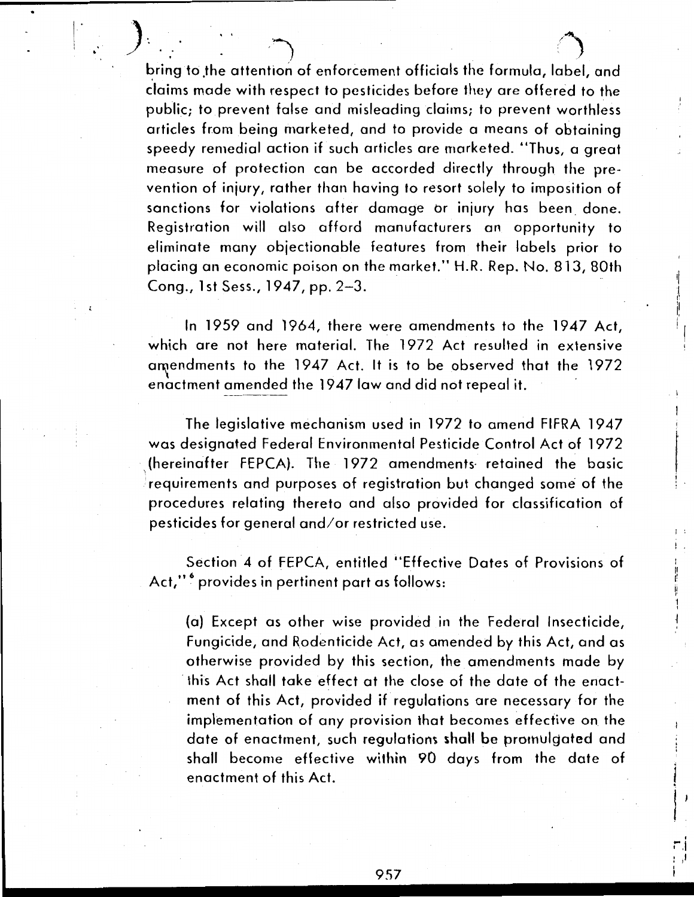bring to the attention of enforcement officials the formula, label, and claims made with respect to pesticides before they are offered to the public; to prevent false and misleading claims; to prevent worthless articles from being marketed, and to provide a means of obtaining speedy remedial action if such articles are marketed. "Thus, a great measure of protection can be accorded directly through the prevention of injury, rather than having to resort solely to imposition of sanctions for violations after damage or injury has been done. Registration will also afford manufacturers an opportunity to eliminate many objectionable features from their labels prior to placing an economic poison on the market." H.R. Rep. No. 813, 80th Cong., 1st Sess., 1947, pp. 2–3.

In 1959 and 1964, there were amendments to the 1947 Act, which are not here material. The 1972 Act resulted in extensive amendments to the 1947 Act. It is to be observed that the 1972 enactment amended the 1947 law and did not repeal it.

The legislative mechanism used in 1972 to amend FIFRA 1947 was designated Federal Environmental Pesticide Control Act of 1972 (hereinafter FEPCA). The 1972 amendments retained the basic requirements and purposes of registration but changed some of the procedures relating thereto and also provided for classification of pesticides for general and/or restricted use.

Section 4 of FEPCA, entitled "Effective Dates of Provisions of Act,"[6] provides in pertinent part as follows:

> (a) Except as other wise provided in the Federal Insecticide, Fungicide, and Rodenticide Act, as amended by this Act, and as otherwise provided by this section, the amendments made by this Act shall take effect at the close of the date of the enactment of this Act, provided if regulations are necessary for the implementation of any provision that becomes effective on the date of enactment, such regulations shall be promulgated and shall become effective within 90 days from the date of enactment of this Act.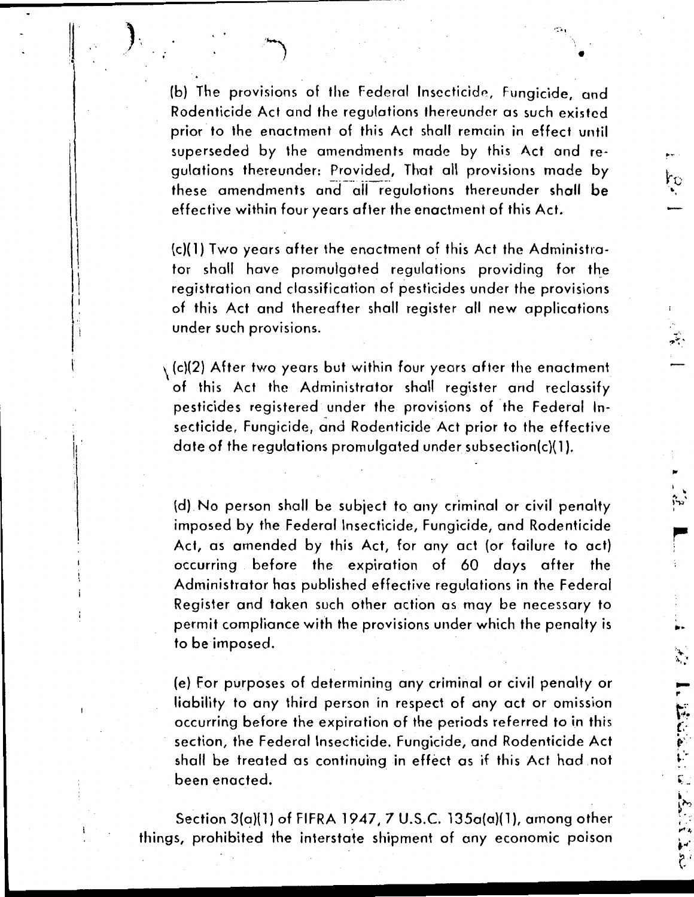(b) The provisions of the Federal Insecticide, Fungicide, and Rodenticide Act and the regulations thereunder as such existed prior to the enactment of this Act shall remain in effect until superseded by the amendments made by this Act and regulations thereunder: Provided, That all provisions made by these amendments and all regulations thereunder shall be effective within four years after the enactment of this Act.

(c)(1) Two years after the enactment of this Act the Administrator shall have promulgated regulations providing for the registration and classification of pesticides under the provisions of this Act and thereafter shall register all new applications under such provisions.

(c)(2) After two years but within four years after the enactment of this Act the Administrator shall register and reclassify pesticides registered under the provisions of the Federal Insecticide, Fungicide, and Rodenticide Act prior to the effective date of the regulations promulgated under subsection(c)(1).

(d) No person shall be subject to any criminal or civil penalty imposed by the Federal Insecticide, Fungicide, and Rodenticide Act, as amended by this Act, for any act (or failure to act) occurring before the expiration of 60 days after the Administrator has published effective regulations in the Federal Register and taken such other action as may be necessary to permit compliance with the provisions under which the penalty is to be imposed.

(e) For purposes of determining any criminal or civil penalty or liability to any third person in respect of any act or omission occurring before the expiration of the periods referred to in this section, the Federal Insecticide. Fungicide, and Rodenticide Act shall be treated as continuing in effect as if this Act had not been enacted.

Section 3(a)(1) of FIFRA 1947, 7 U.S.C. 135a(a)(1), among other things, prohibited the interstate shipment of any economic poison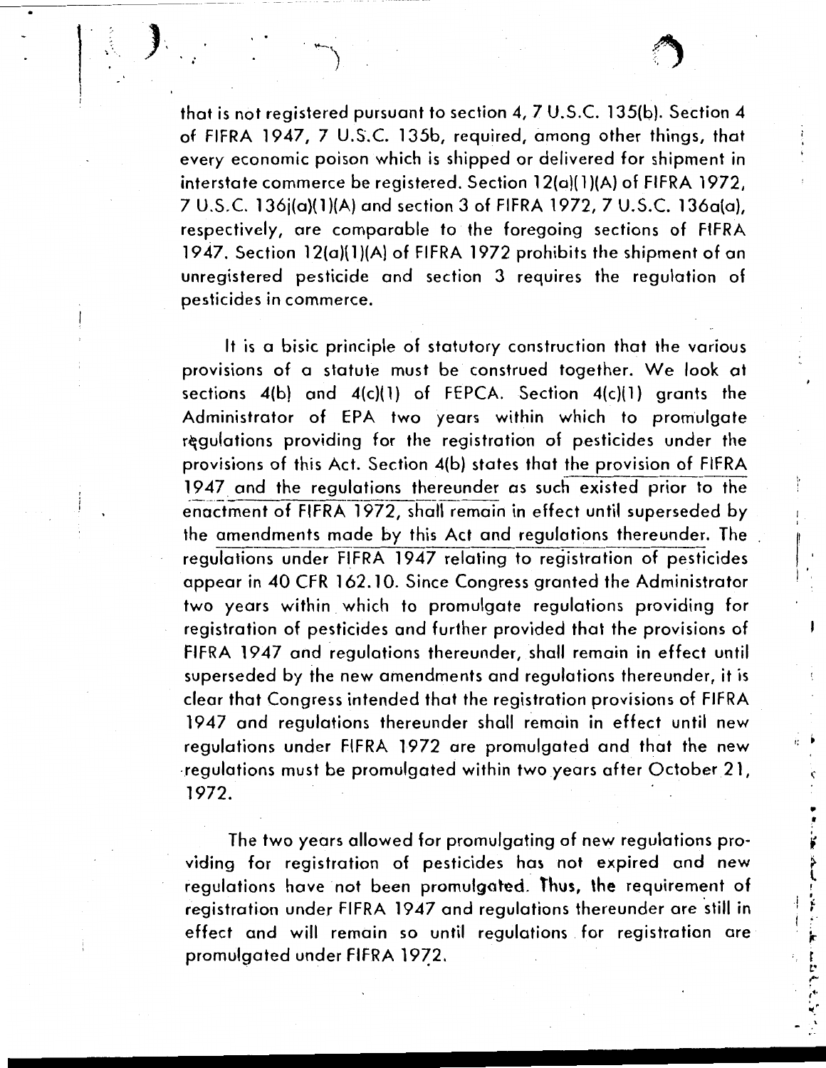that is not registered pursuant to section 4, 7 U.S.C. 135(b). Section 4 of FIFRA 1947, 7 U.S.C. 135b, required, among other things, that every economic poison which is shipped or delivered for shipment in interstate commerce be registered. Section 12(a)(1)(A) of FIFRA 1972, 7 U.S.C. 136j(a)(1)(A) and section 3 of FIFRA 1972, 7 U.S.C. 136a(a), respectively, are comparable to the foregoing sections of FIFRA 1947. Section 12(a)(1)(A) of FIFRA 1972 prohibits the shipment of an unregistered pesticide and section 3 requires the regulation of pesticides in commerce.

It is a bisic principle of statutory construction that the various provisions of a statute must be construed together. We look at sections 4(b) and 4(c)(1) of FEPCA. Section 4(c)(1) grants the Administrator of EPA two years within which to promulgate regulations providing for the registration of pesticides under the provisions of this Act. Section 4(b) states that the provision of FIFRA 1947 and the regulations thereunder as such existed prior to the enactment of FIFRA 1972, shall remain in effect until superseded by the amendments made by this Act and regulations thereunder. The regulations under FIFRA 1947 relating to registration of pesticides appear in 40 CFR 162.10. Since Congress granted the Administrator two years within which to promulgate regulations providing for registration of pesticides and further provided that the provisions of FIFRA 1947 and regulations thereunder, shall remain in effect until superseded by the new amendments and regulations thereunder, it is clear that Congress intended that the registration provisions of FIFRA 1947 and regulations thereunder shall remain in effect until new regulations under FIFRA 1972 are promulgated and that the new regulations must be promulgated within two years after October 21, 1972.

The two years allowed for promulgating of new regulations providing for registration of pesticides has not expired and new regulations have not been promulgated. Thus, the requirement of registration under FIFRA 1947 and regulations thereunder are still in effect and will remain so until regulations for registration are promulgated under FIFRA 1972.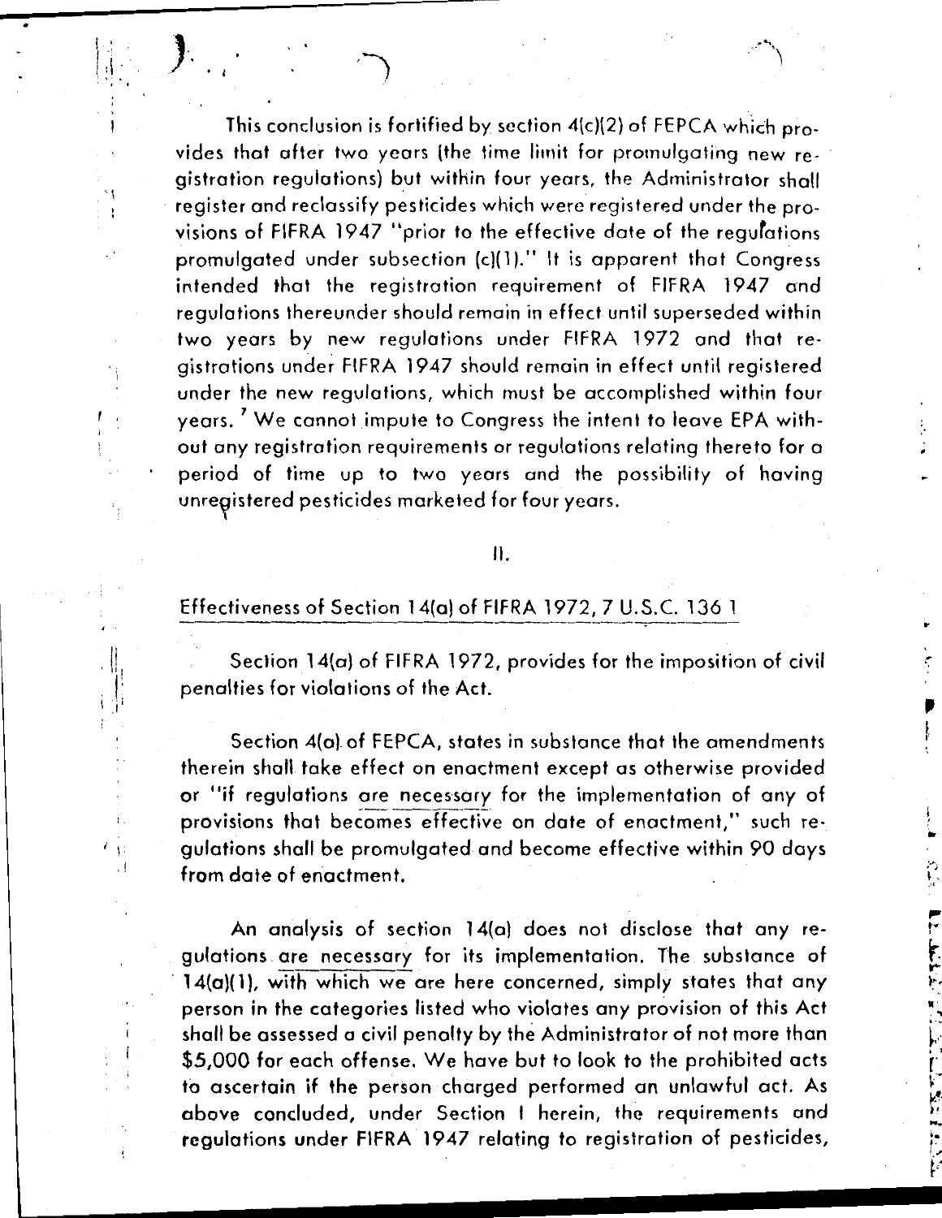This conclusion is fortified by section 4(c)(2) of FEPCA which provides that after two years (the time limit for promulgating new registration regulations) but within four years, the Administrator shall register and reclassify pesticides which were registered under the provisions of FIFRA 1947 "prior to the effective date of the regulations promulgated under subsection (c)(1)." It is apparent that Congress intended that the registration requirement of FIFRA 1947 and regulations thereunder should remain in effect until superseded within two years by new regulations under FIFRA 1972 and that registrations under FIFRA 1947 should remain in effect until registered under the new regulations, which must be accomplished within four years.[7] We cannot impute to Congress the intent to leave EPA without any registration requirements or regulations relating thereto for a period of time up to two years and the possibility of having unregistered pesticides marketed for four years.

II.

## Effectiveness of Section 14(a) of FIFRA 1972, 7 U.S.C. 136 1

Section 14(a) of FIFRA 1972, provides for the imposition of civil penalties for violations of the Act.

Section 4(a) of FEPCA, states in substance that the amendments therein shall take effect on enactment except as otherwise provided or "if regulations are necessary for the implementation of any of provisions that becomes effective on date of enactment," such regulations shall be promulgated and become effective within 90 days from date of enactment.

An analysis of section 14(a) does not disclose that any regulations are necessary for its implementation. The substance of 14(a)(1), with which we are here concerned, simply states that any person in the categories listed who violates any provision of this Act shall be assessed a civil penalty by the Administrator of not more than $5,000 for each offense. We have but to look to the prohibited acts to ascertain if the person charged performed an unlawful act. As above concluded, under Section I herein, the requirements and regulations under FIFRA 1947 relating to registration of pesticides,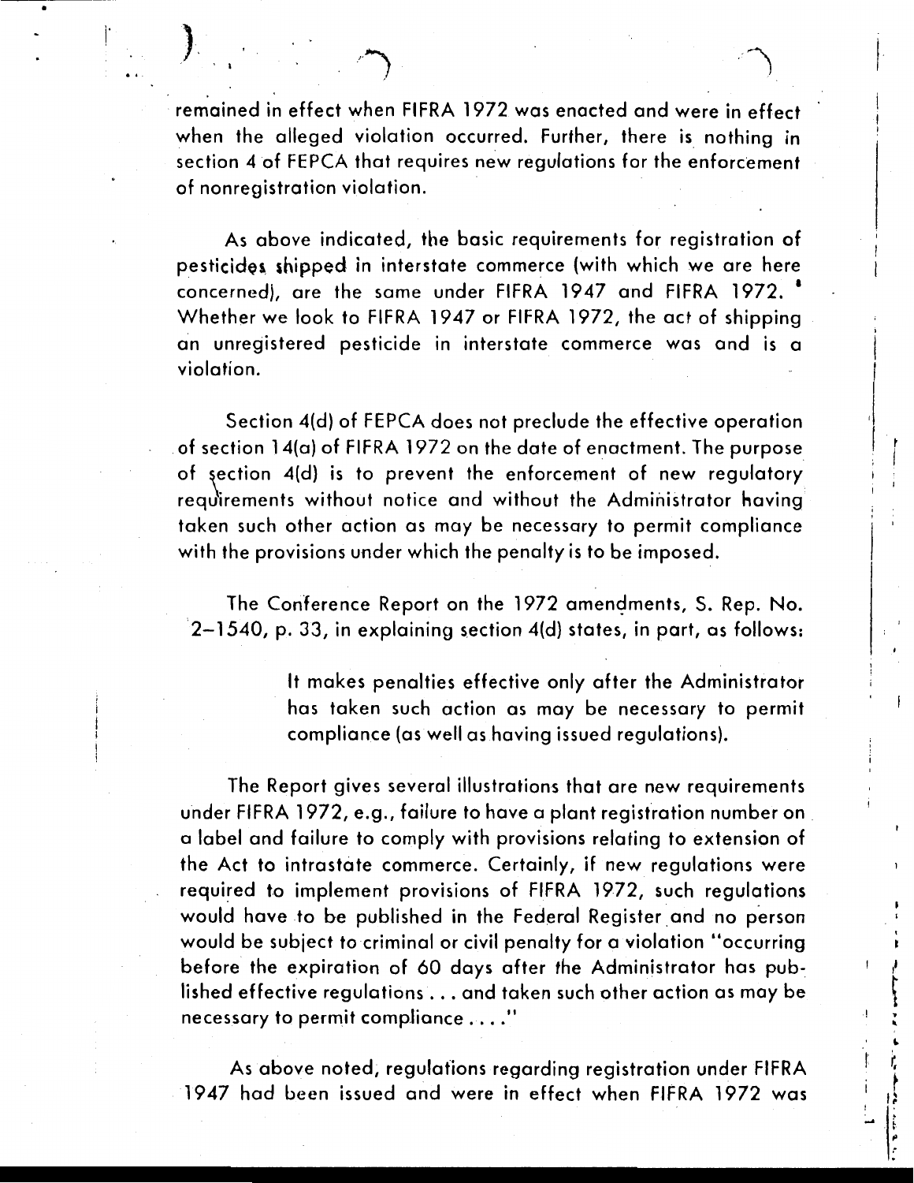remained in effect when FIFRA 1972 was enacted and were in effect when the alleged violation occurred. Further, there is nothing in section 4 of FEPCA that requires new regulations for the enforcement of nonregistration violation.

As above indicated, the basic requirements for registration of pesticides shipped in interstate commerce (with which we are here concerned), are the same under FIFRA 1947 and FIFRA 1972. Whether we look to FIFRA 1947 or FIFRA 1972, the act of shipping an unregistered pesticide in interstate commerce was and is a violation.

Section 4(d) of FEPCA does not preclude the effective operation of section 14(a) of FIFRA 1972 on the date of enactment. The purpose of section 4(d) is to prevent the enforcement of new regulatory requirements without notice and without the Administrator having taken such other action as may be necessary to permit compliance with the provisions under which the penalty is to be imposed.

The Conference Report on the 1972 amendments, S. Rep. No. 2–1540, p. 33, in explaining section 4(d) states, in part, as follows:

> It makes penalties effective only after the Administrator has taken such action as may be necessary to permit compliance (as well as having issued regulations).

The Report gives several illustrations that are new requirements under FIFRA 1972, e.g., failure to have a plant registration number on a label and failure to comply with provisions relating to extension of the Act to intrastate commerce. Certainly, if new regulations were required to implement provisions of FIFRA 1972, such regulations would have to be published in the Federal Register and no person would be subject to criminal or civil penalty for a violation "occurring before the expiration of 60 days after the Administrator has published effective regulations . . . and taken such other action as may be necessary to permit compliance . . . ."

As above noted, regulations regarding registration under FIFRA 1947 had been issued and were in effect when FIFRA 1972 was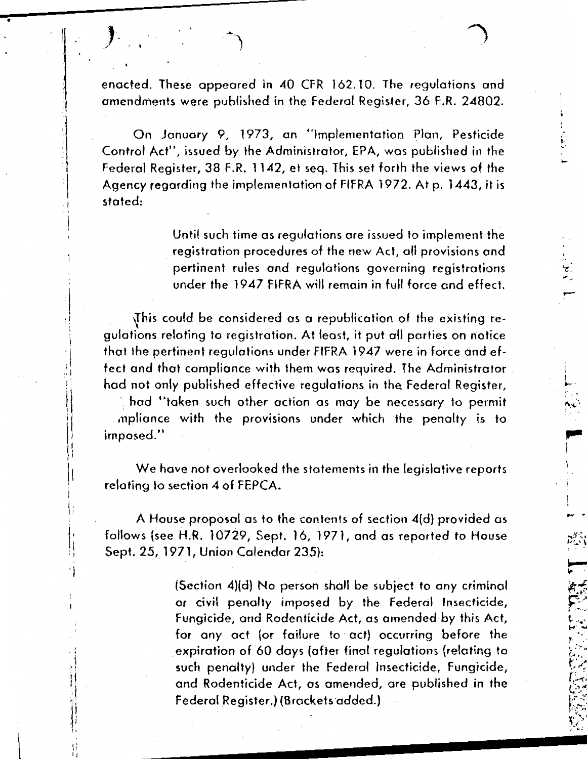enacted. These appeared in 40 CFR 162.10. The regulations and amendments were published in the Federal Register, 36 F.R. 24802.

On January 9, 1973, an "Implementation Plan, Pesticide Control Act", issued by the Administrator, EPA, was published in the Federal Register, 38 F.R. 1142, et seq. This set forth the views of the Agency regarding the implementation of FIFRA 1972. At p. 1443, it is stated:

> Until such time as regulations are issued to implement the registration procedures of the new Act, all provisions and pertinent rules and regulations governing registrations under the 1947 FIFRA will remain in full force and effect.

This could be considered as a republication of the existing regulations relating to registration. At least, it put all parties on notice that the pertinent regulations under FIFRA 1947 were in force and effect and that compliance with them was required. The Administrator had not only published effective regulations in the Federal Register, had "taken such other action as may be necessary to permit mpliance with the provisions under which the penalty is to imposed."

We have not overlooked the statements in the legislative reports relating to section 4 of FEPCA.

A House proposal as to the contents of section 4(d) provided as follows (see H.R. 10729, Sept. 16, 1971, and as reported to House Sept. 25, 1971, Union Calendar 235):

> (Section 4)(d) No person shall be subject to any criminal or civil penalty imposed by the Federal Insecticide, Fungicide, and Rodenticide Act, as amended by this Act, for any act (or failure to act) occurring before the expiration of 60 days (after final regulations (relating to such penalty) under the Federal Insecticide, Fungicide, and Rodenticide Act, as amended, are published in the Federal Register.) (Brackets added.)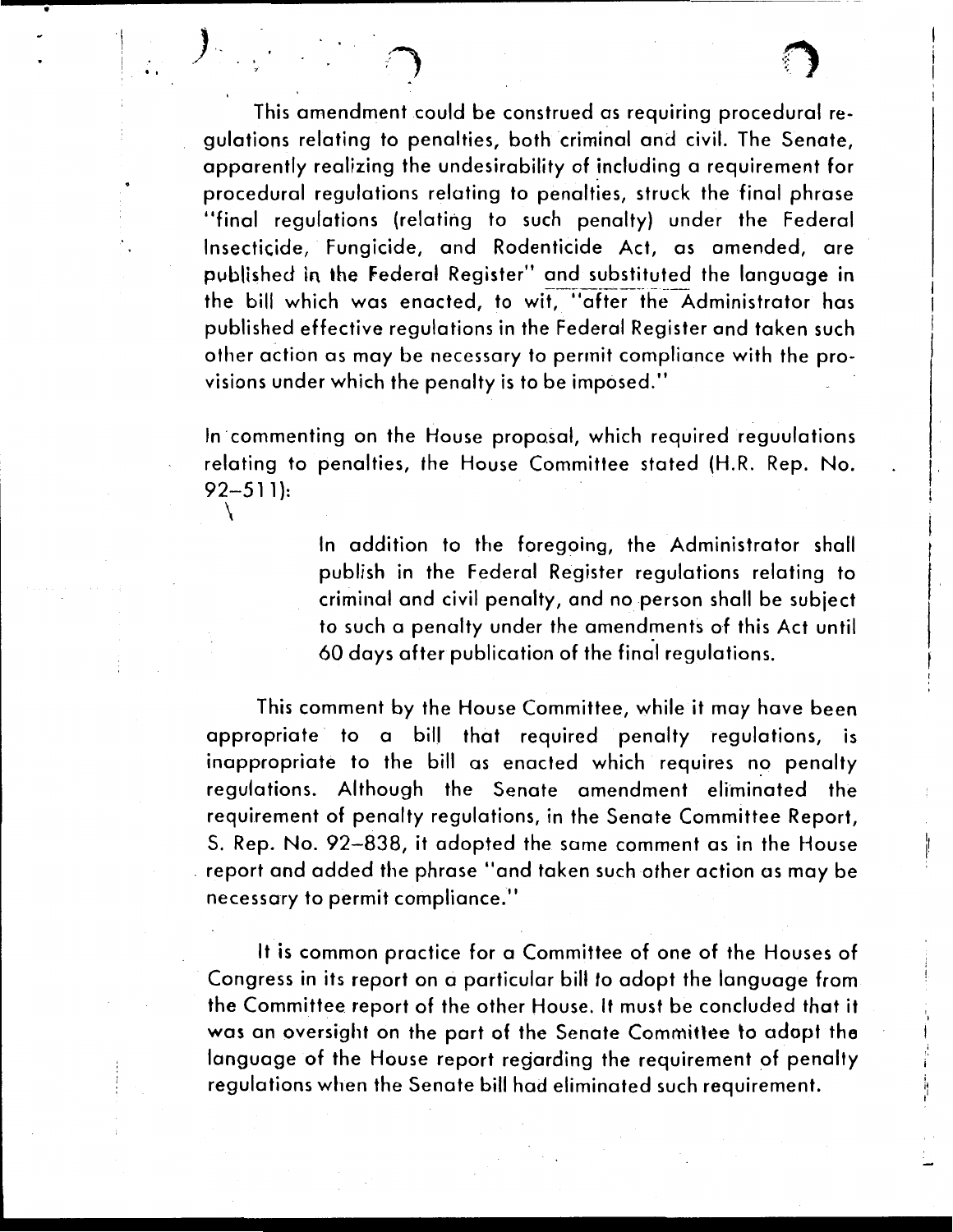This amendment could be construed as requiring procedural regulations relating to penalties, both criminal and civil. The Senate, apparently realizing the undesirability of including a requirement for procedural regulations relating to penalties, struck the final phrase "final regulations (relating to such penalty) under the Federal Insecticide, Fungicide, and Rodenticide Act, as amended, are published in the Federal Register" and substituted the language in the bill which was enacted, to wit, "after the Administrator has published effective regulations in the Federal Register and taken such other action as may be necessary to permit compliance with the provisions under which the penalty is to be imposed."

In commenting on the House proposal, which required reguulations relating to penalties, the House Committee stated (H.R. Rep. No. 92–511):

> In addition to the foregoing, the Administrator shall publish in the Federal Register regulations relating to criminal and civil penalty, and no person shall be subject to such a penalty under the amendments of this Act until 60 days after publication of the final regulations.

This comment by the House Committee, while it may have been appropriate to a bill that required penalty regulations, is inappropriate to the bill as enacted which requires no penalty regulations. Although the Senate amendment eliminated the requirement of penalty regulations, in the Senate Committee Report, S. Rep. No. 92–838, it adopted the same comment as in the House report and added the phrase "and taken such other action as may be necessary to permit compliance."

It is common practice for a Committee of one of the Houses of Congress in its report on a particular bill to adopt the language from the Committee report of the other House. It must be concluded that it was an oversight on the part of the Senate Committee to adopt the language of the House report regarding the requirement of penalty regulations when the Senate bill had eliminated such requirement.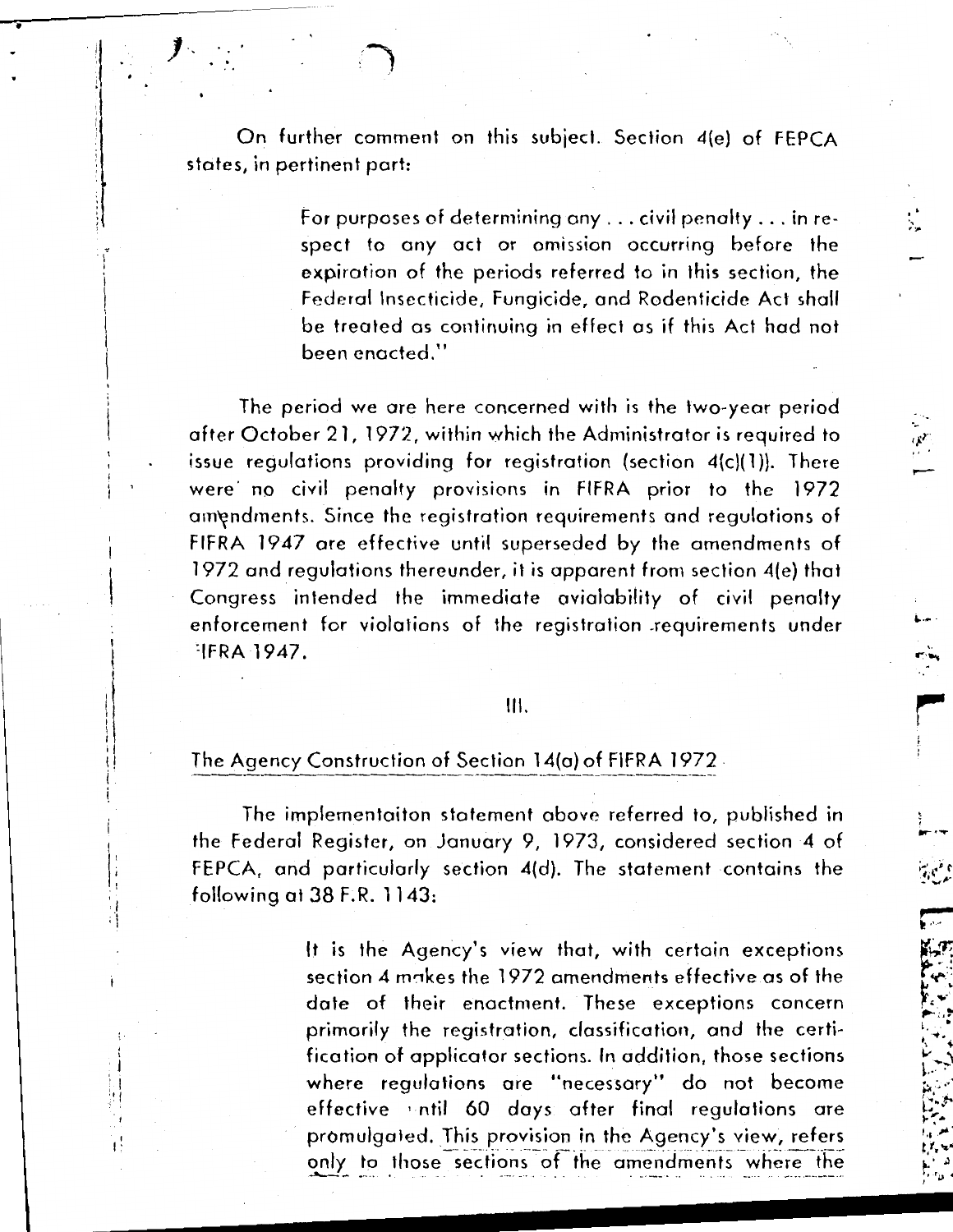On further comment on this subject. Section 4(e) of FEPCA states, in pertinent part:

> For purposes of determining any . . . civil penalty . . . in respect to any act or omission occurring before the expiration of the periods referred to in this section, the Federal Insecticide, Fungicide, and Rodenticide Act shall be treated as continuing in effect as if this Act had not been enacted."

The period we are here concerned with is the two-year period after October 21, 1972, within which the Administrator is required to issue regulations providing for registration (section 4(c)(1)). There were no civil penalty provisions in FIFRA prior to the 1972 amendments. Since the registration requirements and regulations of FIFRA 1947 are effective until superseded by the amendments of 1972 and regulations thereunder, it is apparent from section 4(e) that Congress intended the immediate avialability of civil penalty enforcement for violations of the registration requirements under FIFRA 1947.

III.

The Agency Construction of Section 14(a) of FIFRA 1972

The implementaiton statement above referred to, published in the Federal Register, on January 9, 1973, considered section 4 of FEPCA, and particularly section 4(d). The statement contains the following at 38 F.R. 1143:

> It is the Agency's view that, with certain exceptions section 4 makes the 1972 amendments effective as of the date of their enactment. These exceptions concern primarily the registration, classification, and the certification of applicator sections. In addition, those sections where regulations are "necessary" do not become effective until 60 days after final regulations are promulgated. This provision in the Agency's view, refers only to those sections of the amendments where the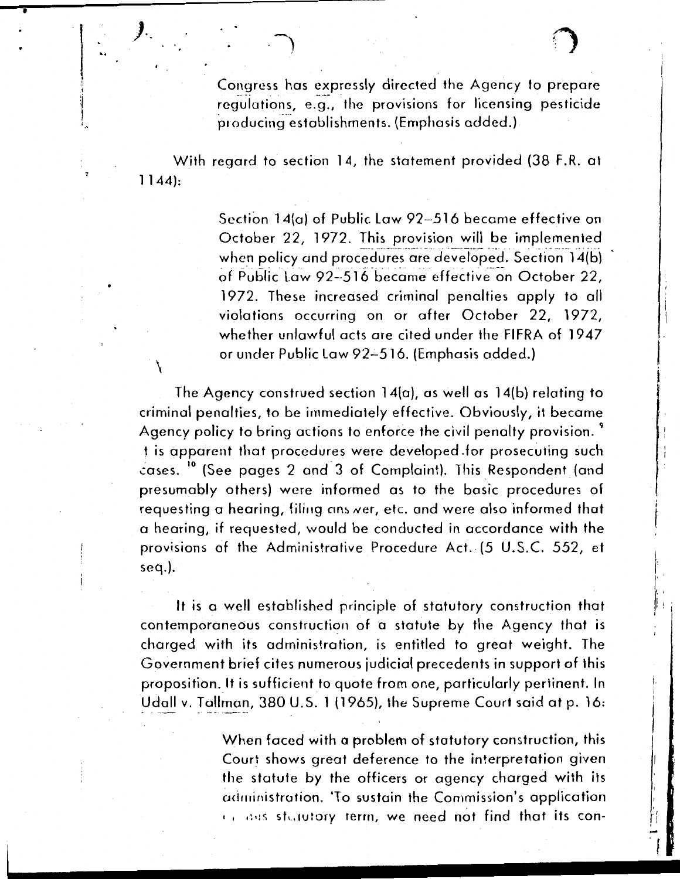> Congress has expressly directed the Agency to prepare regulations, e.g., the provisions for licensing pesticide producing establishments. (Emphasis added.)

With regard to section 14, the statement provided (38 F.R. at 1144):

> Section 14(a) of Public Law 92–516 became effective on October 22, 1972. This provision will be implemented when policy and procedures are developed. Section 14(b) of Public Law 92–516 became effective on October 22, 1972. These increased criminal penalties apply to all violations occurring on or after October 22, 1972, whether unlawful acts are cited under the FIFRA of 1947 or under Public Law 92–516. (Emphasis added.)

The Agency construed section 14(a), as well as 14(b) relating to criminal penalties, to be immediately effective. Obviously, it became Agency policy to bring actions to enforce the civil penalty provision.[9] It is apparent that procedures were developed for prosecuting such cases.[10] (See pages 2 and 3 of Complaint). This Respondent (and presumably others) were informed as to the basic procedures of requesting a hearing, filing answer, etc. and were also informed that a hearing, if requested, would be conducted in accordance with the provisions of the Administrative Procedure Act. (5 U.S.C. 552, et seq.).

It is a well established principle of statutory construction that contemporaneous construction of a statute by the Agency that is charged with its administration, is entitled to great weight. The Government brief cites numerous judicial precedents in support of this proposition. It is sufficient to quote from one, particularly pertinent. In Udall v. Tallman, 380 U.S. 1 (1965), the Supreme Court said at p. 16:

> When faced with a problem of statutory construction, this Court shows great deference to the interpretation given the statute by the officers or agency charged with its administration. 'To sustain the Commission's application of this statutory term, we need not find that its con-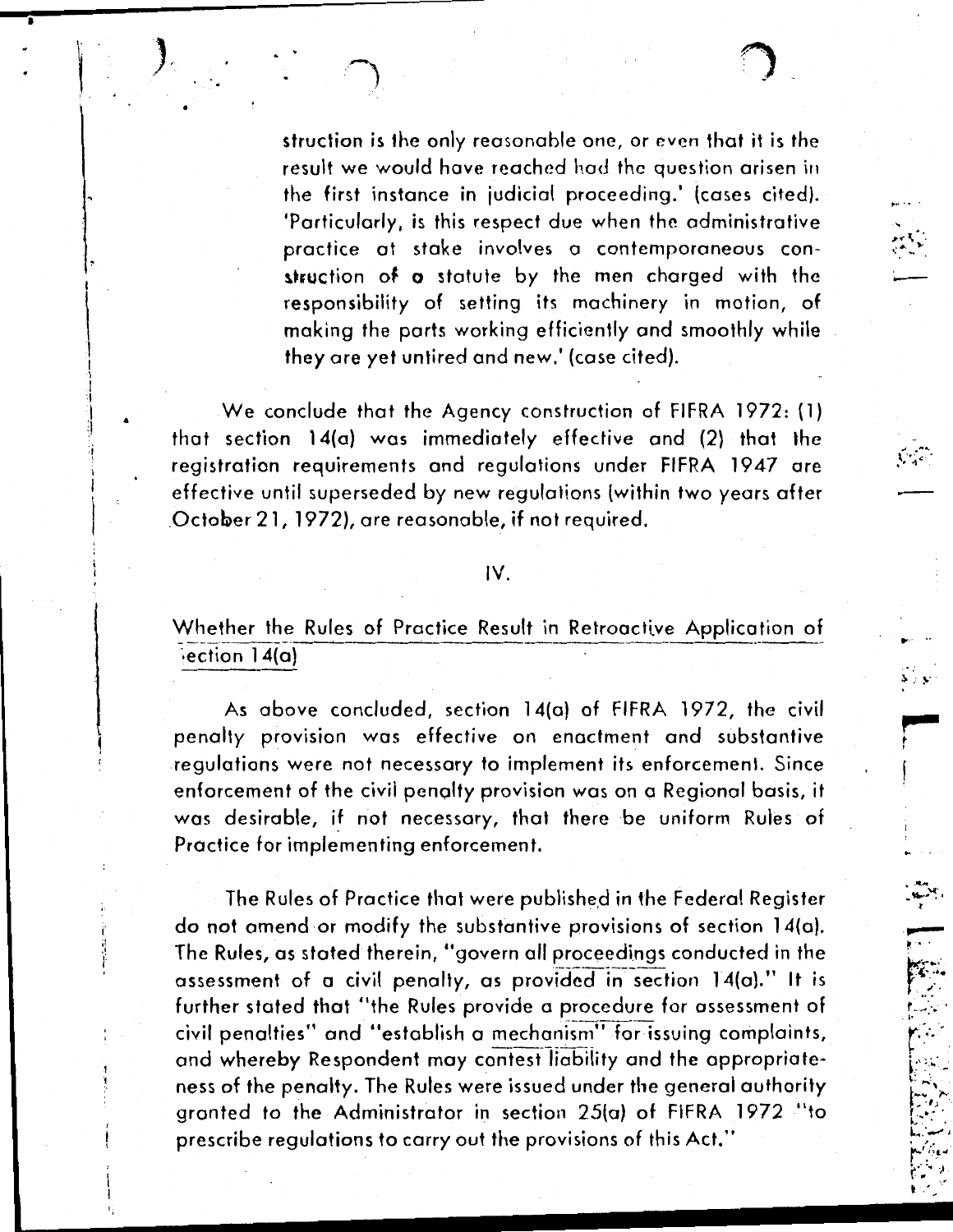struction is the only reasonable one, or even that it is the result we would have reached had the question arisen in the first instance in judicial proceeding.' (cases cited). 'Particularly, is this respect due when the administrative practice at stake involves a contemporaneous construction of a statute by the men charged with the responsibility of setting its machinery in motion, of making the parts working efficiently and smoothly while they are yet untired and new.' (case cited).

We conclude that the Agency construction of FIFRA 1972: (1) that section 14(a) was immediately effective and (2) that the registration requirements and regulations under FIFRA 1947 are effective until superseded by new regulations (within two years after October 21, 1972), are reasonable, if not required.

IV.

## Whether the Rules of Practice Result in Retroactive Application of Section 14(a)

As above concluded, section 14(a) of FIFRA 1972, the civil penalty provision was effective on enactment and substantive regulations were not necessary to implement its enforcement. Since enforcement of the civil penalty provision was on a Regional basis, it was desirable, if not necessary, that there be uniform Rules of Practice for implementing enforcement.

The Rules of Practice that were published in the Federal Register do not amend or modify the substantive provisions of section 14(a). The Rules, as stated therein, "govern all proceedings conducted in the assessment of a civil penalty, as provided in section 14(a)." It is further stated that "the Rules provide a procedure for assessment of civil penalties" and "establish a mechanism" for issuing complaints, and whereby Respondent may contest liability and the appropriateness of the penalty. The Rules were issued under the general authority granted to the Administrator in section 25(a) of FIFRA 1972 "to prescribe regulations to carry out the provisions of this Act."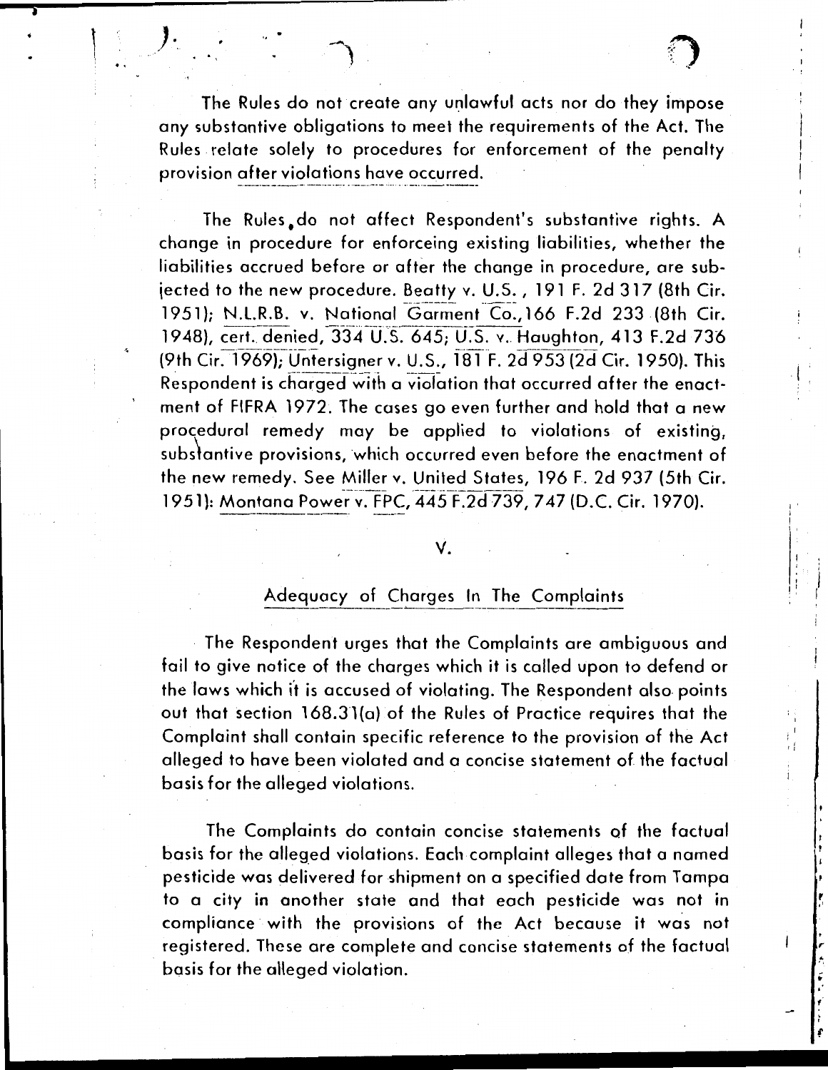The Rules do not create any unlawful acts nor do they impose any substantive obligations to meet the requirements of the Act. The Rules relate solely to procedures for enforcement of the penalty provision after violations have occurred.

The Rules do not affect Respondent's substantive rights. A change in procedure for enforceing existing liabilities, whether the liabilities accrued before or after the change in procedure, are subjected to the new procedure. Beatty v. U.S., 191 F. 2d 317 (8th Cir. 1951); N.L.R.B. v. National Garment Co., 166 F.2d 233 (8th Cir. 1948), cert. denied, 334 U.S. 645; U.S. v. Haughton, 413 F.2d 736 (9th Cir. 1969); Untersigner v. U.S., 181 F. 2d 953 (2d Cir. 1950). This Respondent is charged with a violation that occurred after the enactment of FIFRA 1972. The cases go even further and hold that a new procedural remedy may be applied to violations of existing, substantive provisions, which occurred even before the enactment of the new remedy. See Miller v. United States, 196 F. 2d 937 (5th Cir. 1951): Montana Power v. FPC, 445 F.2d 739, 747 (D.C. Cir. 1970).

## V.

## Adequacy of Charges In The Complaints

The Respondent urges that the Complaints are ambiguous and fail to give notice of the charges which it is called upon to defend or the laws which it is accused of violating. The Respondent also points out that section 168.31(a) of the Rules of Practice requires that the Complaint shall contain specific reference to the provision of the Act alleged to have been violated and a concise statement of the factual basis for the alleged violations.

The Complaints do contain concise statements of the factual basis for the alleged violations. Each complaint alleges that a named pesticide was delivered for shipment on a specified date from Tampa to a city in another state and that each pesticide was not in compliance with the provisions of the Act because it was not registered. These are complete and concise statements of the factual basis for the alleged violation.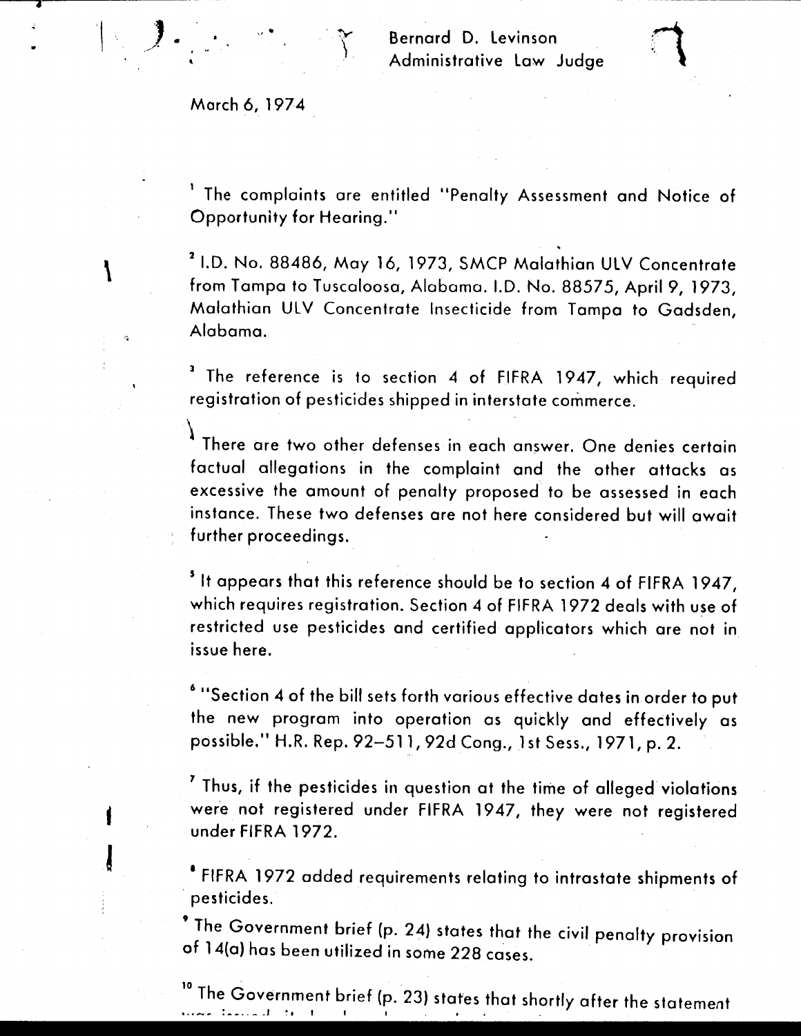Bernard D. Levinson
Administrative Law Judge

March 6, 1974

[1] The complaints are entitled "Penalty Assessment and Notice of Opportunity for Hearing."

[2] I.D. No. 88486, May 16, 1973, SMCP Malathian ULV Concentrate from Tampa to Tuscaloosa, Alabama. I.D. No. 88575, April 9, 1973, Malathian ULV Concentrate Insecticide from Tampa to Gadsden, Alabama.

[3] The reference is to section 4 of FIFRA 1947, which required registration of pesticides shipped in interstate commerce.

[4] There are two other defenses in each answer. One denies certain factual allegations in the complaint and the other attacks as excessive the amount of penalty proposed to be assessed in each instance. These two defenses are not here considered but will await further proceedings.

[5] It appears that this reference should be to section 4 of FIFRA 1947, which requires registration. Section 4 of FIFRA 1972 deals with use of restricted use pesticides and certified applicators which are not in issue here.

[6] "Section 4 of the bill sets forth various effective dates in order to put the new program into operation as quickly and effectively as possible." H.R. Rep. 92–511, 92d Cong., 1st Sess., 1971, p. 2.

[7] Thus, if the pesticides in question at the time of alleged violations were not registered under FIFRA 1947, they were not registered under FIFRA 1972.

[8] FIFRA 1972 added requirements relating to intrastate shipments of pesticides.

[9] The Government brief (p. 24) states that the civil penalty provision of 14(a) has been utilized in some 228 cases.

[10] The Government brief (p. 23) states that shortly after the statement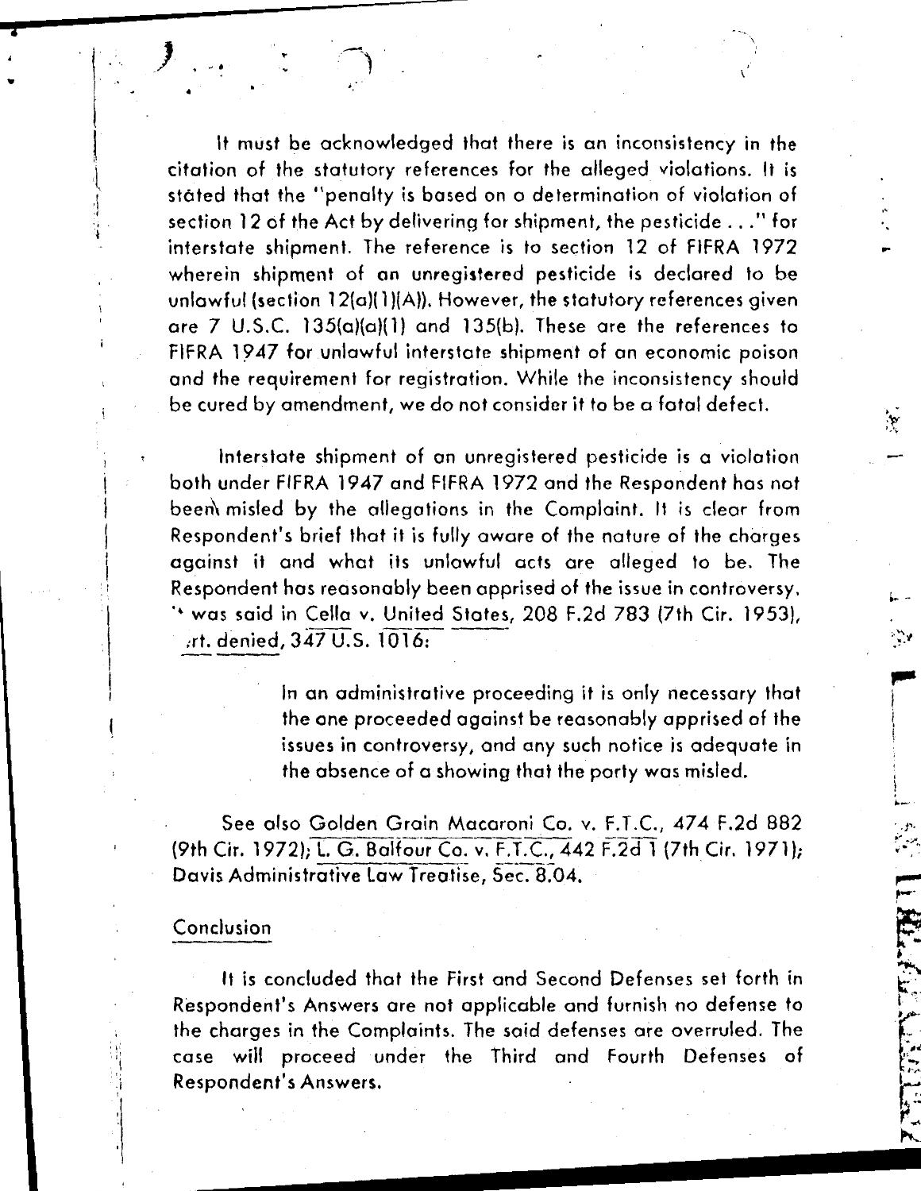It must be acknowledged that there is an inconsistency in the citation of the statutory references for the alleged violations. It is stated that the "penalty is based on a determination of violation of section 12 of the Act by delivering for shipment, the pesticide . . ." for interstate shipment. The reference is to section 12 of FIFRA 1972 wherein shipment of an unregistered pesticide is declared to be unlawful (section 12(a)(1)(A)). However, the statutory references given are 7 U.S.C. 135(a)(a)(1) and 135(b). These are the references to FIFRA 1947 for unlawful interstate shipment of an economic poison and the requirement for registration. While the inconsistency should be cured by amendment, we do not consider it to be a fatal defect.

Interstate shipment of an unregistered pesticide is a violation both under FIFRA 1947 and FIFRA 1972 and the Respondent has not been misled by the allegations in the Complaint. It is clear from Respondent's brief that it is fully aware of the nature of the charges against it and what its unlawful acts are alleged to be. The Respondent has reasonably been apprised of the issue in controversy. It was said in Cella v. United States, 208 F.2d 783 (7th Cir. 1953), cert. denied, 347 U.S. 1016:

> In an administrative proceeding it is only necessary that the one proceeded against be reasonably apprised of the issues in controversy, and any such notice is adequate in the absence of a showing that the party was misled.

See also Golden Grain Macaroni Co. v. F.T.C., 474 F.2d 882 (9th Cir. 1972); L. G. Balfour Co. v. F.T.C., 442 F.2d 1 (7th Cir. 1971); Davis Administrative Law Treatise, Sec. 8.04.

## Conclusion

It is concluded that the First and Second Defenses set forth in Respondent's Answers are not applicable and furnish no defense to the charges in the Complaints. The said defenses are overruled. The case will proceed under the Third and Fourth Defenses of Respondent's Answers.